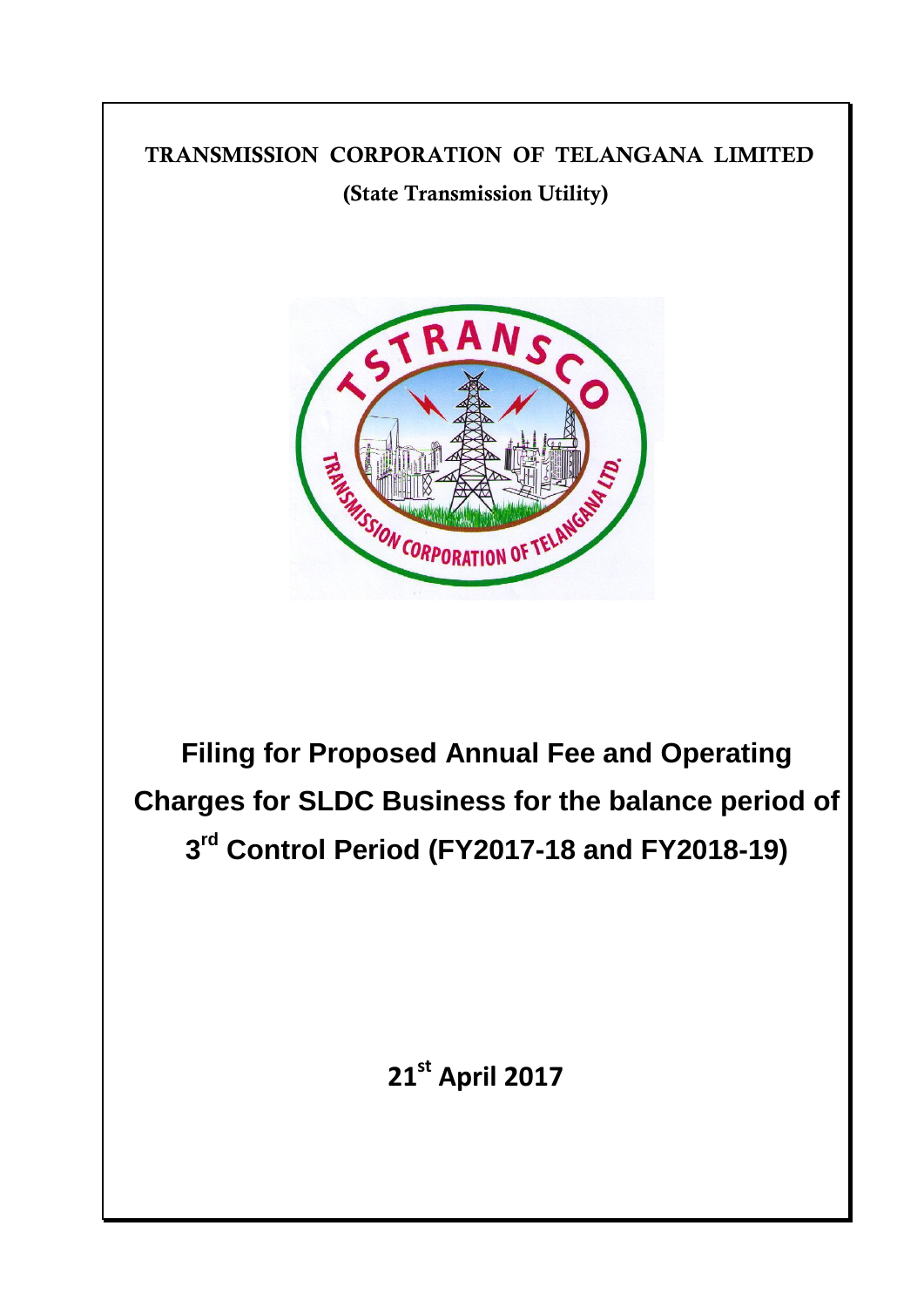**TRANSMISSION CORPORATION OF TELANGANA LIMITED**

**(State Transmission Utility)**

# Filing for Proposed Annual Fee and Operating Charges for SLDC Business for the balance period of 3rd Control Period (FY2017-18 and FY2018-19)

**21st April 2017**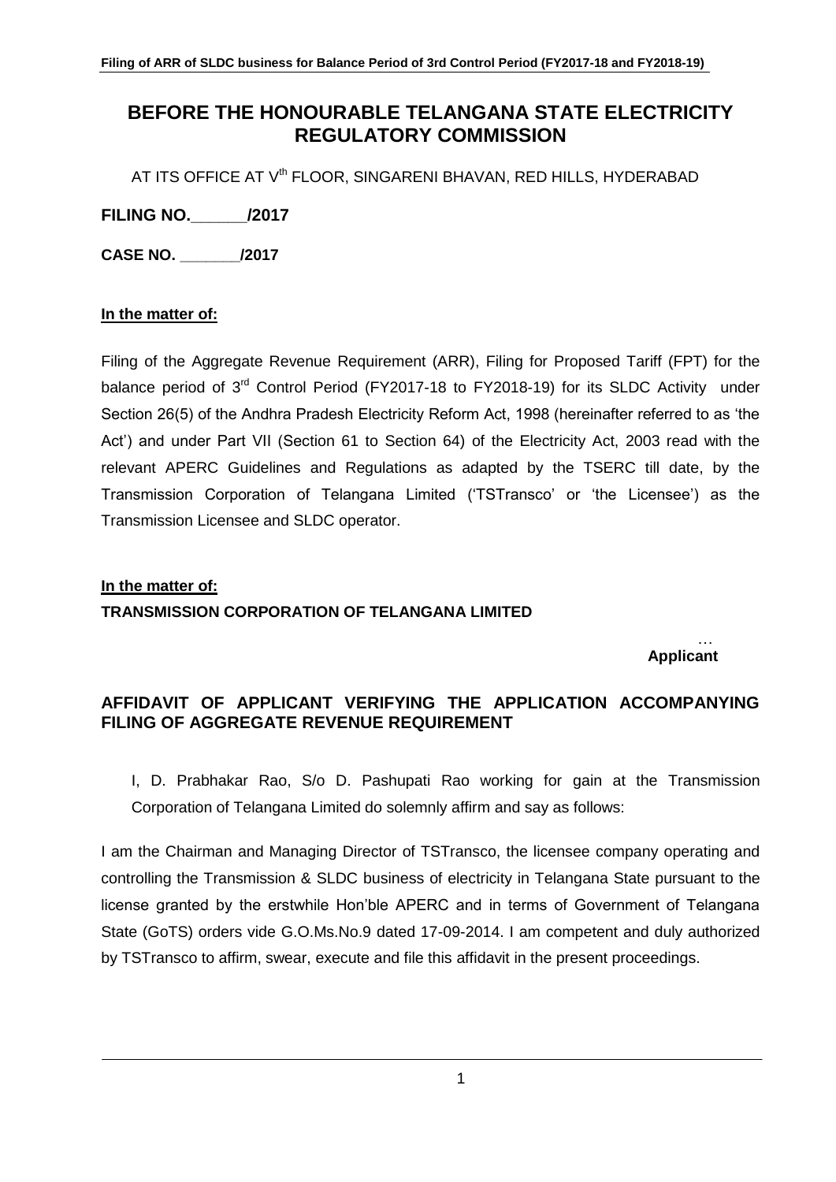# BEFORE THE HONOURABLE TELANGANA STATE ELECTRICITY REGULATORY COMMISSION

AT ITS OFFICE AT V[th] FLOOR, SINGARENI BHAVAN, RED HILLS, HYDERABAD

**FILING NO.______/2017**

**CASE NO. _______/2017**

**In the matter of:**

Filing of the Aggregate Revenue Requirement (ARR), Filing for Proposed Tariff (FPT) for the balance period of 3[rd] Control Period (FY2017-18 to FY2018-19) for its SLDC Activity under Section 26(5) of the Andhra Pradesh Electricity Reform Act, 1998 (hereinafter referred to as 'the Act') and under Part VII (Section 61 to Section 64) of the Electricity Act, 2003 read with the relevant APERC Guidelines and Regulations as adapted by the TSERC till date, by the Transmission Corporation of Telangana Limited ('TSTransco' or 'the Licensee') as the Transmission Licensee and SLDC operator.

**In the matter of:**

**TRANSMISSION CORPORATION OF TELANGANA LIMITED**

… **Applicant**

**AFFIDAVIT OF APPLICANT VERIFYING THE APPLICATION ACCOMPANYING FILING OF AGGREGATE REVENUE REQUIREMENT**

I, D. Prabhakar Rao, S/o D. Pashupati Rao working for gain at the Transmission Corporation of Telangana Limited do solemnly affirm and say as follows:

I am the Chairman and Managing Director of TSTransco, the licensee company operating and controlling the Transmission & SLDC business of electricity in Telangana State pursuant to the license granted by the erstwhile Hon'ble APERC and in terms of Government of Telangana State (GoTS) orders vide G.O.Ms.No.9 dated 17-09-2014. I am competent and duly authorized by TSTransco to affirm, swear, execute and file this affidavit in the present proceedings.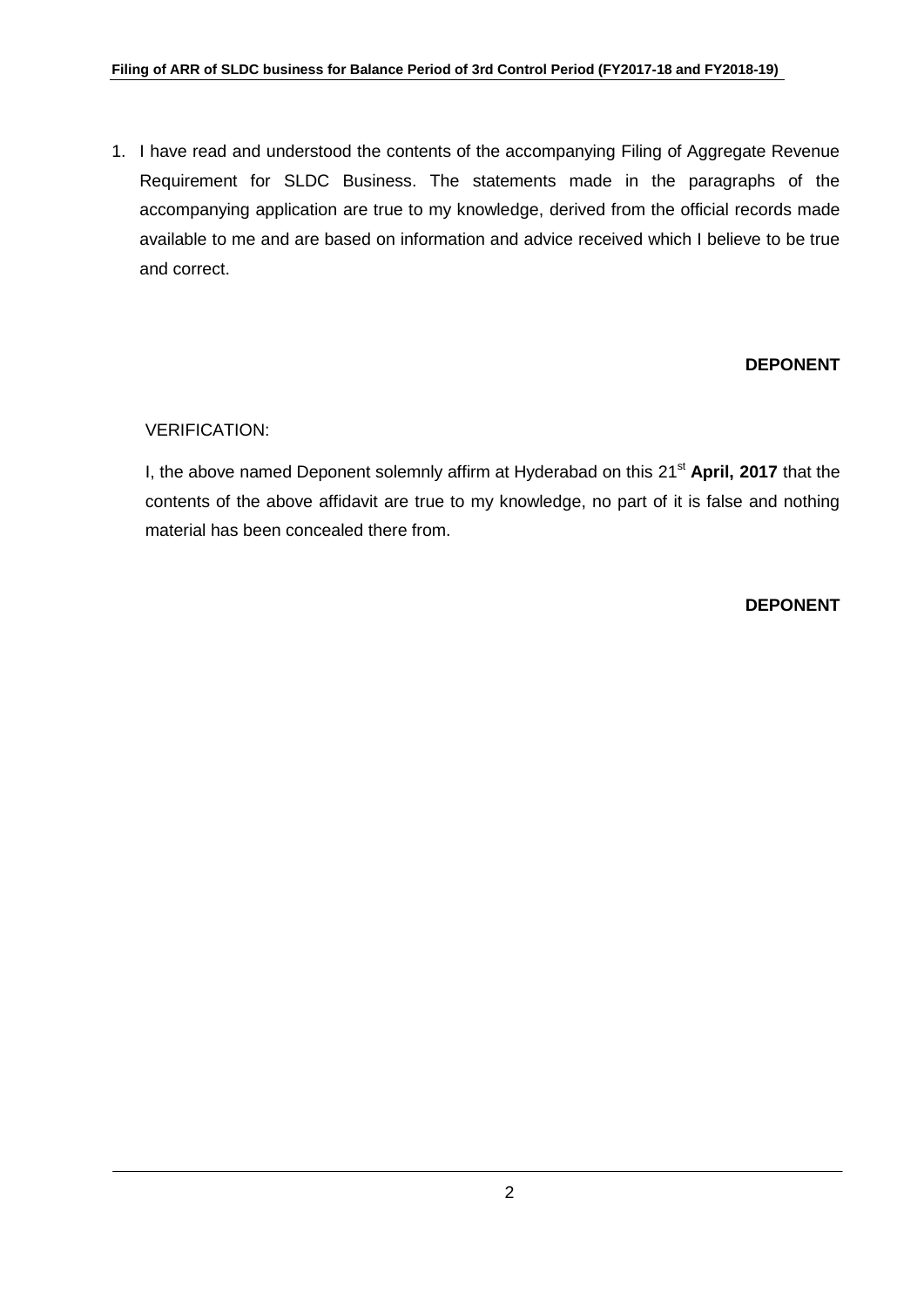1. I have read and understood the contents of the accompanying Filing of Aggregate Revenue Requirement for SLDC Business. The statements made in the paragraphs of the accompanying application are true to my knowledge, derived from the official records made available to me and are based on information and advice received which I believe to be true and correct.

**DEPONENT**

VERIFICATION:

I, the above named Deponent solemnly affirm at Hyderabad on this 21st **April, 2017** that the contents of the above affidavit are true to my knowledge, no part of it is false and nothing material has been concealed there from.

**DEPONENT**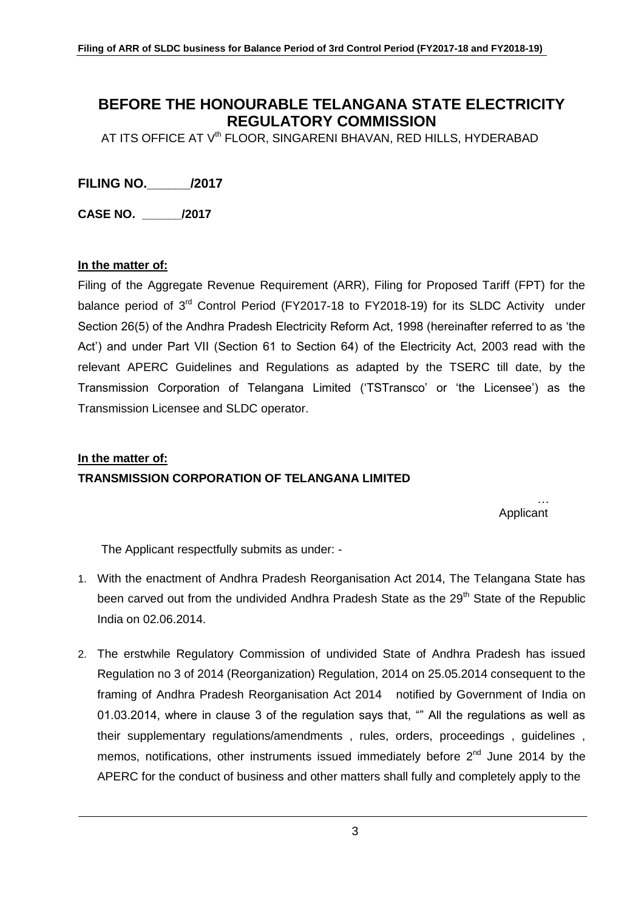# BEFORE THE HONOURABLE TELANGANA STATE ELECTRICITY REGULATORY COMMISSION

AT ITS OFFICE AT V$^{th}$ FLOOR, SINGARENI BHAVAN, RED HILLS, HYDERABAD

**FILING NO.______/2017**

**CASE NO. ______/2017**

**In the matter of:**

Filing of the Aggregate Revenue Requirement (ARR), Filing for Proposed Tariff (FPT) for the balance period of 3$^{rd}$ Control Period (FY2017-18 to FY2018-19) for its SLDC Activity under Section 26(5) of the Andhra Pradesh Electricity Reform Act, 1998 (hereinafter referred to as 'the Act') and under Part VII (Section 61 to Section 64) of the Electricity Act, 2003 read with the relevant APERC Guidelines and Regulations as adapted by the TSERC till date, by the Transmission Corporation of Telangana Limited ('TSTransco' or 'the Licensee') as the Transmission Licensee and SLDC operator.

**In the matter of:**

**TRANSMISSION CORPORATION OF TELANGANA LIMITED**

… Applicant

The Applicant respectfully submits as under: -

1. With the enactment of Andhra Pradesh Reorganisation Act 2014, The Telangana State has been carved out from the undivided Andhra Pradesh State as the 29$^{th}$ State of the Republic India on 02.06.2014.

2. The erstwhile Regulatory Commission of undivided State of Andhra Pradesh has issued Regulation no 3 of 2014 (Reorganization) Regulation, 2014 on 25.05.2014 consequent to the framing of Andhra Pradesh Reorganisation Act 2014 notified by Government of India on 01.03.2014, where in clause 3 of the regulation says that, "" All the regulations as well as their supplementary regulations/amendments , rules, orders, proceedings , guidelines , memos, notifications, other instruments issued immediately before 2$^{nd}$ June 2014 by the APERC for the conduct of business and other matters shall fully and completely apply to the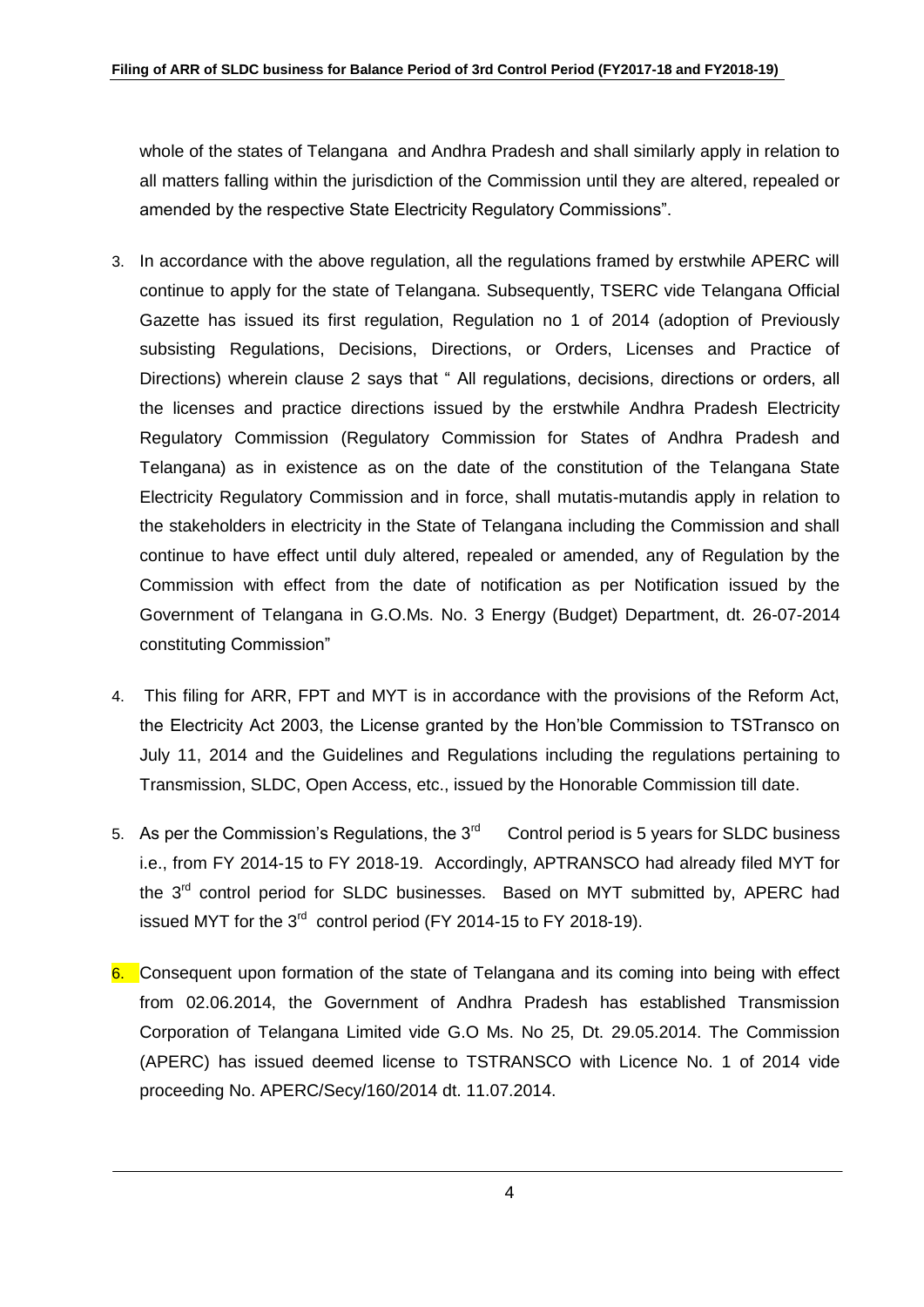whole of the states of Telangana and Andhra Pradesh and shall similarly apply in relation to all matters falling within the jurisdiction of the Commission until they are altered, repealed or amended by the respective State Electricity Regulatory Commissions".

3. In accordance with the above regulation, all the regulations framed by erstwhile APERC will continue to apply for the state of Telangana. Subsequently, TSERC vide Telangana Official Gazette has issued its first regulation, Regulation no 1 of 2014 (adoption of Previously subsisting Regulations, Decisions, Directions, or Orders, Licenses and Practice of Directions) wherein clause 2 says that " All regulations, decisions, directions or orders, all the licenses and practice directions issued by the erstwhile Andhra Pradesh Electricity Regulatory Commission (Regulatory Commission for States of Andhra Pradesh and Telangana) as in existence as on the date of the constitution of the Telangana State Electricity Regulatory Commission and in force, shall mutatis-mutandis apply in relation to the stakeholders in electricity in the State of Telangana including the Commission and shall continue to have effect until duly altered, repealed or amended, any of Regulation by the Commission with effect from the date of notification as per Notification issued by the Government of Telangana in G.O.Ms. No. 3 Energy (Budget) Department, dt. 26-07-2014 constituting Commission"

4. This filing for ARR, FPT and MYT is in accordance with the provisions of the Reform Act, the Electricity Act 2003, the License granted by the Hon'ble Commission to TSTransco on July 11, 2014 and the Guidelines and Regulations including the regulations pertaining to Transmission, SLDC, Open Access, etc., issued by the Honorable Commission till date.

5. As per the Commission's Regulations, the 3rd Control period is 5 years for SLDC business i.e., from FY 2014-15 to FY 2018-19. Accordingly, APTRANSCO had already filed MYT for the 3rd control period for SLDC businesses. Based on MYT submitted by, APERC had issued MYT for the 3rd control period (FY 2014-15 to FY 2018-19).

6. Consequent upon formation of the state of Telangana and its coming into being with effect from 02.06.2014, the Government of Andhra Pradesh has established Transmission Corporation of Telangana Limited vide G.O Ms. No 25, Dt. 29.05.2014. The Commission (APERC) has issued deemed license to TSTRANSCO with Licence No. 1 of 2014 vide proceeding No. APERC/Secy/160/2014 dt. 11.07.2014.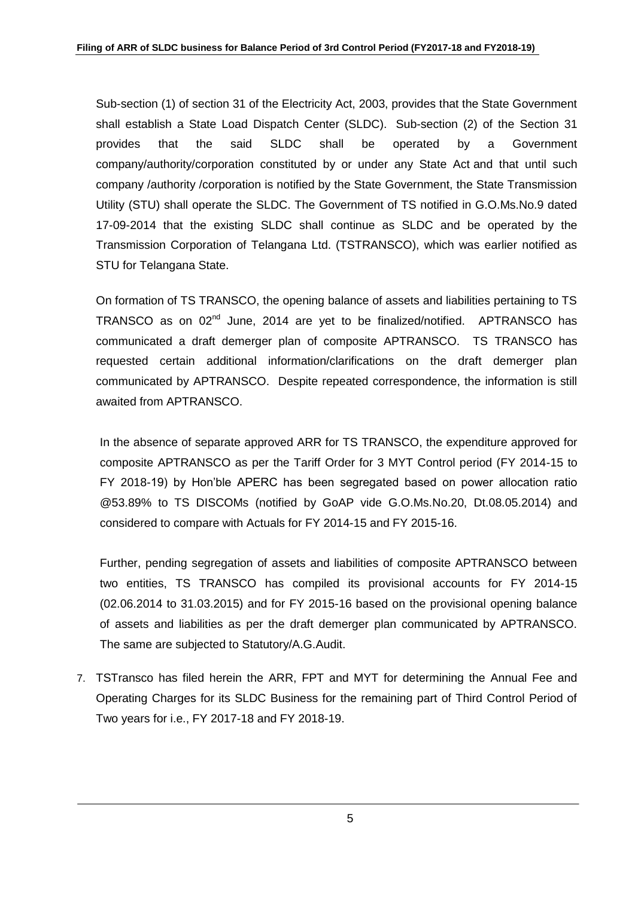Sub-section (1) of section 31 of the Electricity Act, 2003, provides that the State Government shall establish a State Load Dispatch Center (SLDC). Sub-section (2) of the Section 31 provides that the said SLDC shall be operated by a Government company/authority/corporation constituted by or under any State Act and that until such company /authority /corporation is notified by the State Government, the State Transmission Utility (STU) shall operate the SLDC. The Government of TS notified in G.O.Ms.No.9 dated 17-09-2014 that the existing SLDC shall continue as SLDC and be operated by the Transmission Corporation of Telangana Ltd. (TSTRANSCO), which was earlier notified as STU for Telangana State.

On formation of TS TRANSCO, the opening balance of assets and liabilities pertaining to TS TRANSCO as on 02nd June, 2014 are yet to be finalized/notified. APTRANSCO has communicated a draft demerger plan of composite APTRANSCO. TS TRANSCO has requested certain additional information/clarifications on the draft demerger plan communicated by APTRANSCO. Despite repeated correspondence, the information is still awaited from APTRANSCO.

In the absence of separate approved ARR for TS TRANSCO, the expenditure approved for composite APTRANSCO as per the Tariff Order for 3 MYT Control period (FY 2014-15 to FY 2018-19) by Hon'ble APERC has been segregated based on power allocation ratio @53.89% to TS DISCOMs (notified by GoAP vide G.O.Ms.No.20, Dt.08.05.2014) and considered to compare with Actuals for FY 2014-15 and FY 2015-16.

Further, pending segregation of assets and liabilities of composite APTRANSCO between two entities, TS TRANSCO has compiled its provisional accounts for FY 2014-15 (02.06.2014 to 31.03.2015) and for FY 2015-16 based on the provisional opening balance of assets and liabilities as per the draft demerger plan communicated by APTRANSCO. The same are subjected to Statutory/A.G.Audit.

7. TSTransco has filed herein the ARR, FPT and MYT for determining the Annual Fee and Operating Charges for its SLDC Business for the remaining part of Third Control Period of Two years for i.e., FY 2017-18 and FY 2018-19.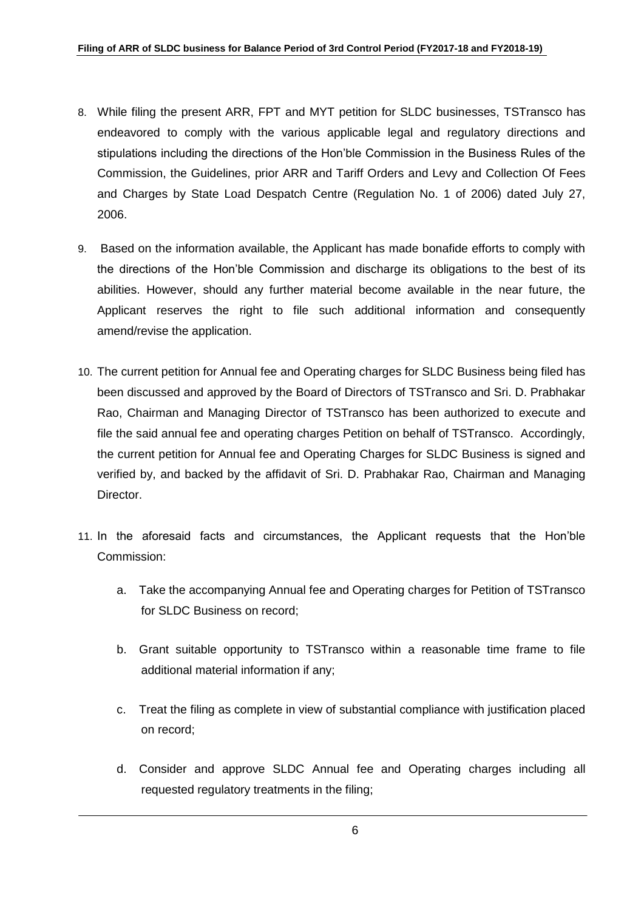8. While filing the present ARR, FPT and MYT petition for SLDC businesses, TSTransco has endeavored to comply with the various applicable legal and regulatory directions and stipulations including the directions of the Hon'ble Commission in the Business Rules of the Commission, the Guidelines, prior ARR and Tariff Orders and Levy and Collection Of Fees and Charges by State Load Despatch Centre (Regulation No. 1 of 2006) dated July 27, 2006.

9. Based on the information available, the Applicant has made bonafide efforts to comply with the directions of the Hon'ble Commission and discharge its obligations to the best of its abilities. However, should any further material become available in the near future, the Applicant reserves the right to file such additional information and consequently amend/revise the application.

10. The current petition for Annual fee and Operating charges for SLDC Business being filed has been discussed and approved by the Board of Directors of TSTransco and Sri. D. Prabhakar Rao, Chairman and Managing Director of TSTransco has been authorized to execute and file the said annual fee and operating charges Petition on behalf of TSTransco. Accordingly, the current petition for Annual fee and Operating Charges for SLDC Business is signed and verified by, and backed by the affidavit of Sri. D. Prabhakar Rao, Chairman and Managing Director.

11. In the aforesaid facts and circumstances, the Applicant requests that the Hon'ble Commission:

    a. Take the accompanying Annual fee and Operating charges for Petition of TSTransco for SLDC Business on record;

    b. Grant suitable opportunity to TSTransco within a reasonable time frame to file additional material information if any;

    c. Treat the filing as complete in view of substantial compliance with justification placed on record;

    d. Consider and approve SLDC Annual fee and Operating charges including all requested regulatory treatments in the filing;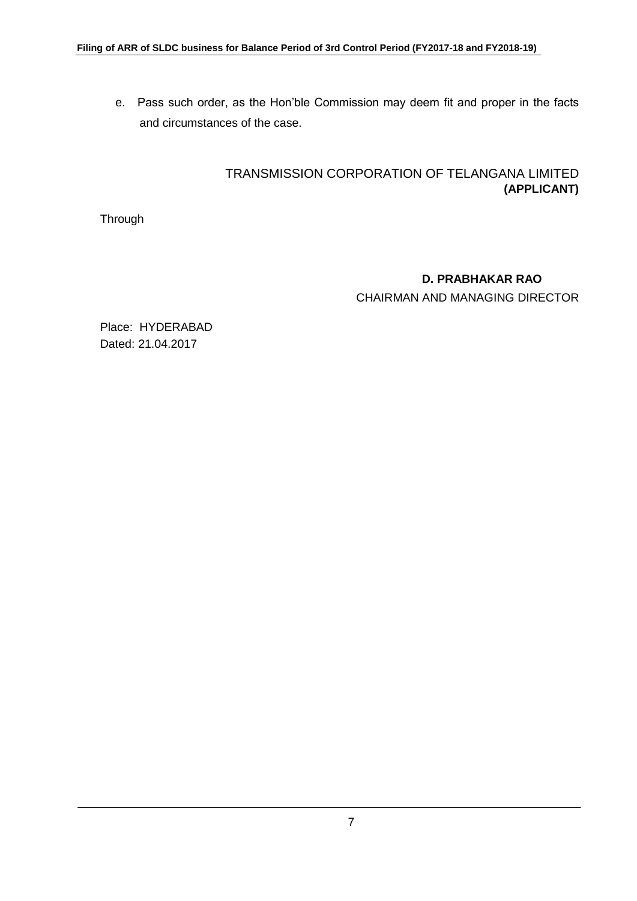e. Pass such order, as the Hon'ble Commission may deem fit and proper in the facts and circumstances of the case.

TRANSMISSION CORPORATION OF TELANGANA LIMITED
**(APPLICANT)**

Through

**D. PRABHAKAR RAO**
CHAIRMAN AND MANAGING DIRECTOR

Place: HYDERABAD
Dated: 21.04.2017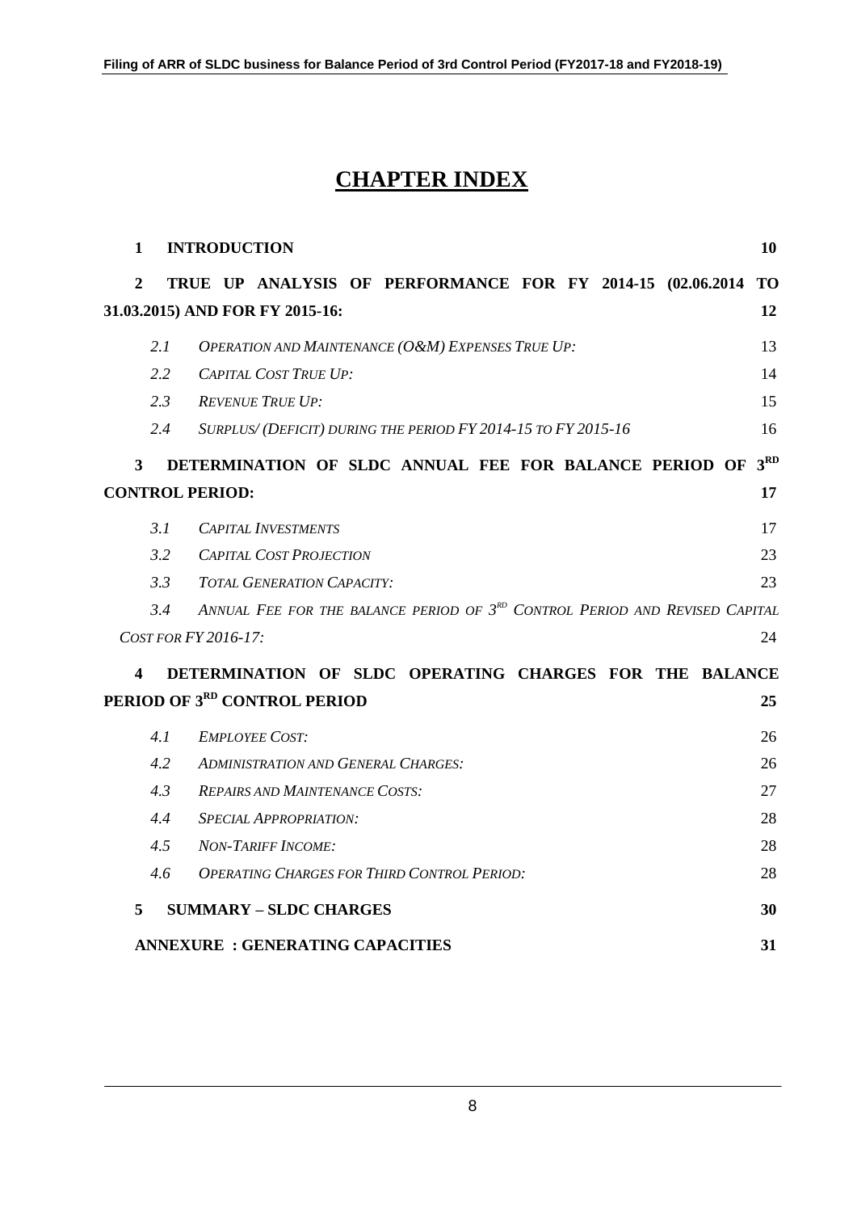# CHAPTER INDEX

| | | |
|---|---|---|
| **1** | **INTRODUCTION** | **10** |
| **2** | **TRUE UP ANALYSIS OF PERFORMANCE FOR FY 2014-15 (02.06.2014 TO 31.03.2015) AND FOR FY 2015-16:** | **12** |
| *2.1* | *OPERATION AND MAINTENANCE (O&M) EXPENSES TRUE UP:* | 13 |
| *2.2* | *CAPITAL COST TRUE UP:* | 14 |
| *2.3* | *REVENUE TRUE UP:* | 15 |
| *2.4* | *SURPLUS/ (DEFICIT) DURING THE PERIOD FY 2014-15 TO FY 2015-16* | 16 |
| **3** | **DETERMINATION OF SLDC ANNUAL FEE FOR BALANCE PERIOD OF 3RD CONTROL PERIOD:** | **17** |
| *3.1* | *CAPITAL INVESTMENTS* | 17 |
| *3.2* | *CAPITAL COST PROJECTION* | 23 |
| *3.3* | *TOTAL GENERATION CAPACITY:* | 23 |
| *3.4* | *ANNUAL FEE FOR THE BALANCE PERIOD OF 3RD CONTROL PERIOD AND REVISED CAPITAL COST FOR FY 2016-17:* | 24 |
| **4** | **DETERMINATION OF SLDC OPERATING CHARGES FOR THE BALANCE PERIOD OF 3RD CONTROL PERIOD** | **25** |
| *4.1* | *EMPLOYEE COST:* | 26 |
| *4.2* | *ADMINISTRATION AND GENERAL CHARGES:* | 26 |
| *4.3* | *REPAIRS AND MAINTENANCE COSTS:* | 27 |
| *4.4* | *SPECIAL APPROPRIATION:* | 28 |
| *4.5* | *NON-TARIFF INCOME:* | 28 |
| *4.6* | *OPERATING CHARGES FOR THIRD CONTROL PERIOD:* | 28 |
| **5** | **SUMMARY – SLDC CHARGES** | **30** |
| | **ANNEXURE : GENERATING CAPACITIES** | **31** |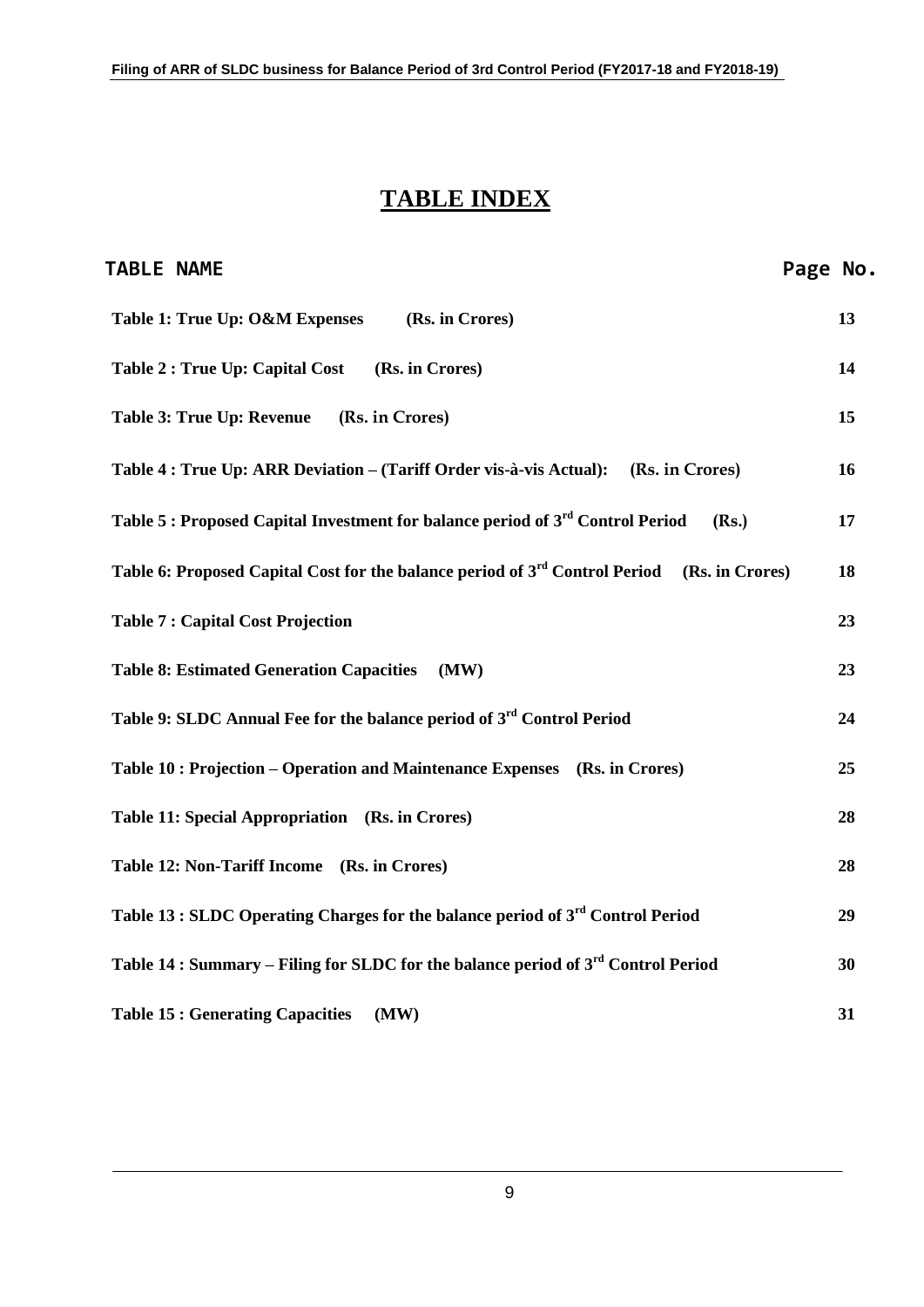# TABLE INDEX

| TABLE NAME | Page No. |
|---|---|
| **Table 1: True Up: O&M Expenses (Rs. in Crores)** | **13** |
| **Table 2 : True Up: Capital Cost (Rs. in Crores)** | **14** |
| **Table 3: True Up: Revenue (Rs. in Crores)** | **15** |
| **Table 4 : True Up: ARR Deviation – (Tariff Order vis-à-vis Actual): (Rs. in Crores)** | **16** |
| **Table 5 : Proposed Capital Investment for balance period of 3rd Control Period (Rs.)** | **17** |
| **Table 6: Proposed Capital Cost for the balance period of 3rd Control Period (Rs. in Crores)** | **18** |
| **Table 7 : Capital Cost Projection** | **23** |
| **Table 8: Estimated Generation Capacities (MW)** | **23** |
| **Table 9: SLDC Annual Fee for the balance period of 3rd Control Period** | **24** |
| **Table 10 : Projection – Operation and Maintenance Expenses (Rs. in Crores)** | **25** |
| **Table 11: Special Appropriation (Rs. in Crores)** | **28** |
| **Table 12: Non-Tariff Income (Rs. in Crores)** | **28** |
| **Table 13 : SLDC Operating Charges for the balance period of 3rd Control Period** | **29** |
| **Table 14 : Summary – Filing for SLDC for the balance period of 3rd Control Period** | **30** |
| **Table 15 : Generating Capacities (MW)** | **31** |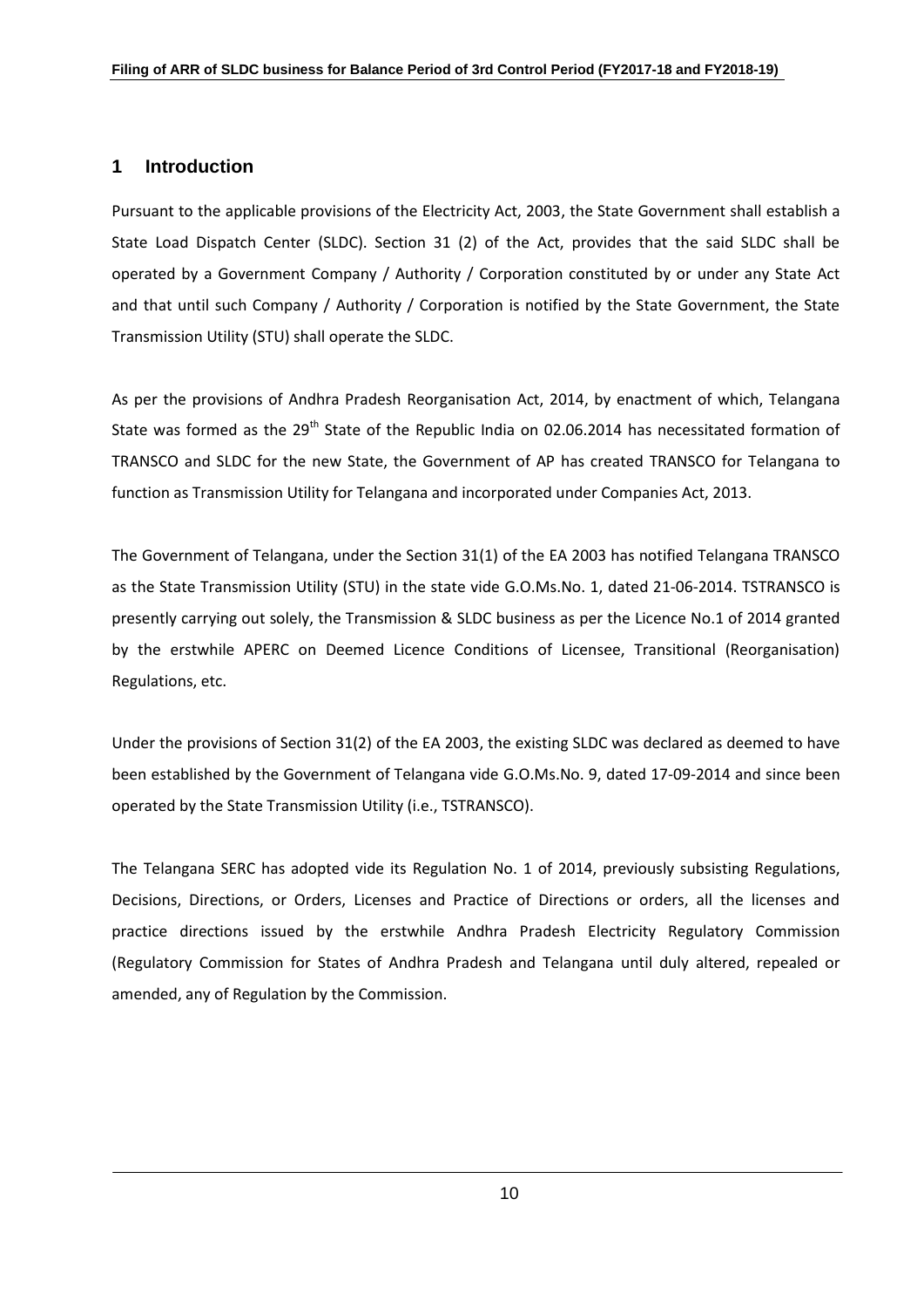# 1 Introduction

Pursuant to the applicable provisions of the Electricity Act, 2003, the State Government shall establish a State Load Dispatch Center (SLDC). Section 31 (2) of the Act, provides that the said SLDC shall be operated by a Government Company / Authority / Corporation constituted by or under any State Act and that until such Company / Authority / Corporation is notified by the State Government, the State Transmission Utility (STU) shall operate the SLDC.

As per the provisions of Andhra Pradesh Reorganisation Act, 2014, by enactment of which, Telangana State was formed as the 29th State of the Republic India on 02.06.2014 has necessitated formation of TRANSCO and SLDC for the new State, the Government of AP has created TRANSCO for Telangana to function as Transmission Utility for Telangana and incorporated under Companies Act, 2013.

The Government of Telangana, under the Section 31(1) of the EA 2003 has notified Telangana TRANSCO as the State Transmission Utility (STU) in the state vide G.O.Ms.No. 1, dated 21-06-2014. TSTRANSCO is presently carrying out solely, the Transmission & SLDC business as per the Licence No.1 of 2014 granted by the erstwhile APERC on Deemed Licence Conditions of Licensee, Transitional (Reorganisation) Regulations, etc.

Under the provisions of Section 31(2) of the EA 2003, the existing SLDC was declared as deemed to have been established by the Government of Telangana vide G.O.Ms.No. 9, dated 17-09-2014 and since been operated by the State Transmission Utility (i.e., TSTRANSCO).

The Telangana SERC has adopted vide its Regulation No. 1 of 2014, previously subsisting Regulations, Decisions, Directions, or Orders, Licenses and Practice of Directions or orders, all the licenses and practice directions issued by the erstwhile Andhra Pradesh Electricity Regulatory Commission (Regulatory Commission for States of Andhra Pradesh and Telangana until duly altered, repealed or amended, any of Regulation by the Commission.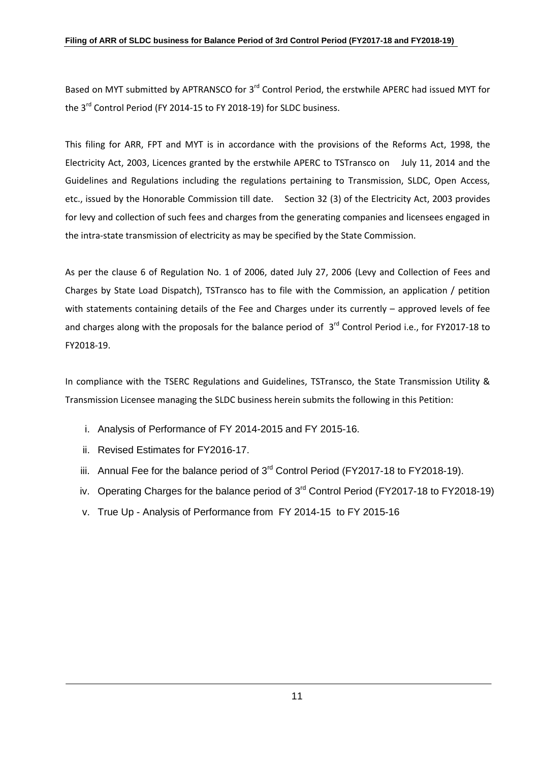Based on MYT submitted by APTRANSCO for 3rd Control Period, the erstwhile APERC had issued MYT for the 3rd Control Period (FY 2014-15 to FY 2018-19) for SLDC business.

This filing for ARR, FPT and MYT is in accordance with the provisions of the Reforms Act, 1998, the Electricity Act, 2003, Licences granted by the erstwhile APERC to TSTransco on July 11, 2014 and the Guidelines and Regulations including the regulations pertaining to Transmission, SLDC, Open Access, etc., issued by the Honorable Commission till date. Section 32 (3) of the Electricity Act, 2003 provides for levy and collection of such fees and charges from the generating companies and licensees engaged in the intra-state transmission of electricity as may be specified by the State Commission.

As per the clause 6 of Regulation No. 1 of 2006, dated July 27, 2006 (Levy and Collection of Fees and Charges by State Load Dispatch), TSTransco has to file with the Commission, an application / petition with statements containing details of the Fee and Charges under its currently – approved levels of fee and charges along with the proposals for the balance period of 3rd Control Period i.e., for FY2017-18 to FY2018-19.

In compliance with the TSERC Regulations and Guidelines, TSTransco, the State Transmission Utility & Transmission Licensee managing the SLDC business herein submits the following in this Petition:

i. Analysis of Performance of FY 2014-2015 and FY 2015-16.
ii. Revised Estimates for FY2016-17.
iii. Annual Fee for the balance period of 3rd Control Period (FY2017-18 to FY2018-19).
iv. Operating Charges for the balance period of 3rd Control Period (FY2017-18 to FY2018-19)
v. True Up - Analysis of Performance from FY 2014-15 to FY 2015-16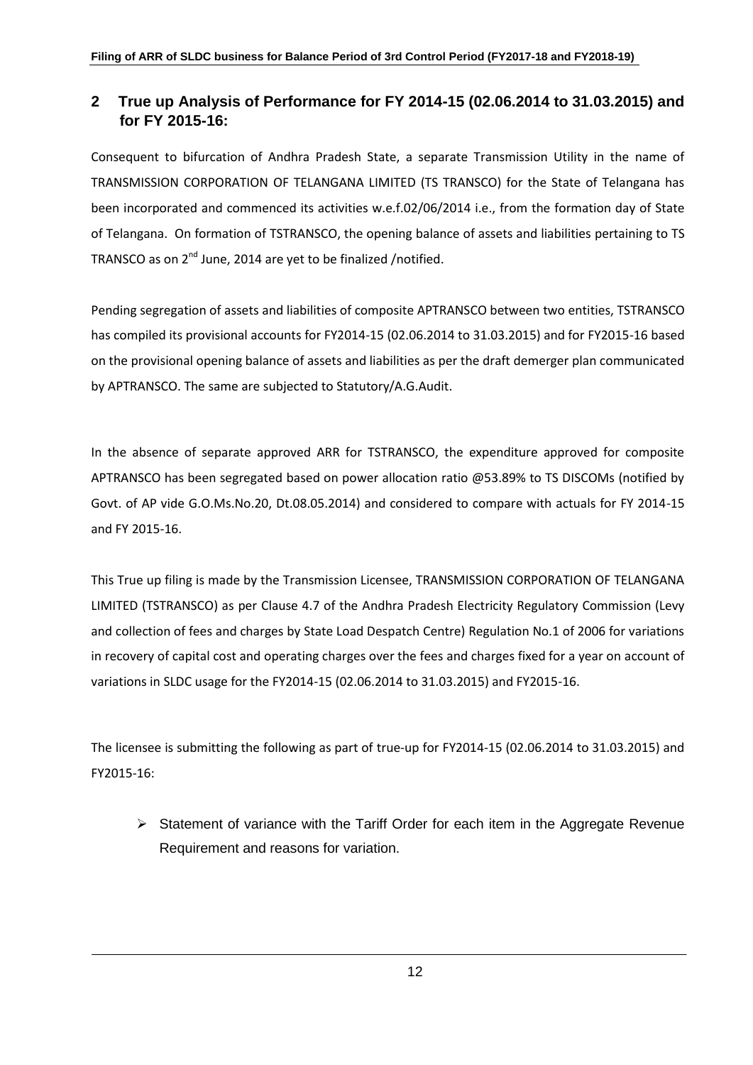## 2 True up Analysis of Performance for FY 2014-15 (02.06.2014 to 31.03.2015) and for FY 2015-16:

Consequent to bifurcation of Andhra Pradesh State, a separate Transmission Utility in the name of TRANSMISSION CORPORATION OF TELANGANA LIMITED (TS TRANSCO) for the State of Telangana has been incorporated and commenced its activities w.e.f.02/06/2014 i.e., from the formation day of State of Telangana. On formation of TSTRANSCO, the opening balance of assets and liabilities pertaining to TS TRANSCO as on 2nd June, 2014 are yet to be finalized /notified.

Pending segregation of assets and liabilities of composite APTRANSCO between two entities, TSTRANSCO has compiled its provisional accounts for FY2014-15 (02.06.2014 to 31.03.2015) and for FY2015-16 based on the provisional opening balance of assets and liabilities as per the draft demerger plan communicated by APTRANSCO. The same are subjected to Statutory/A.G.Audit.

In the absence of separate approved ARR for TSTRANSCO, the expenditure approved for composite APTRANSCO has been segregated based on power allocation ratio @53.89% to TS DISCOMs (notified by Govt. of AP vide G.O.Ms.No.20, Dt.08.05.2014) and considered to compare with actuals for FY 2014-15 and FY 2015-16.

This True up filing is made by the Transmission Licensee, TRANSMISSION CORPORATION OF TELANGANA LIMITED (TSTRANSCO) as per Clause 4.7 of the Andhra Pradesh Electricity Regulatory Commission (Levy and collection of fees and charges by State Load Despatch Centre) Regulation No.1 of 2006 for variations in recovery of capital cost and operating charges over the fees and charges fixed for a year on account of variations in SLDC usage for the FY2014-15 (02.06.2014 to 31.03.2015) and FY2015-16.

The licensee is submitting the following as part of true-up for FY2014-15 (02.06.2014 to 31.03.2015) and FY2015-16:

- Statement of variance with the Tariff Order for each item in the Aggregate Revenue Requirement and reasons for variation.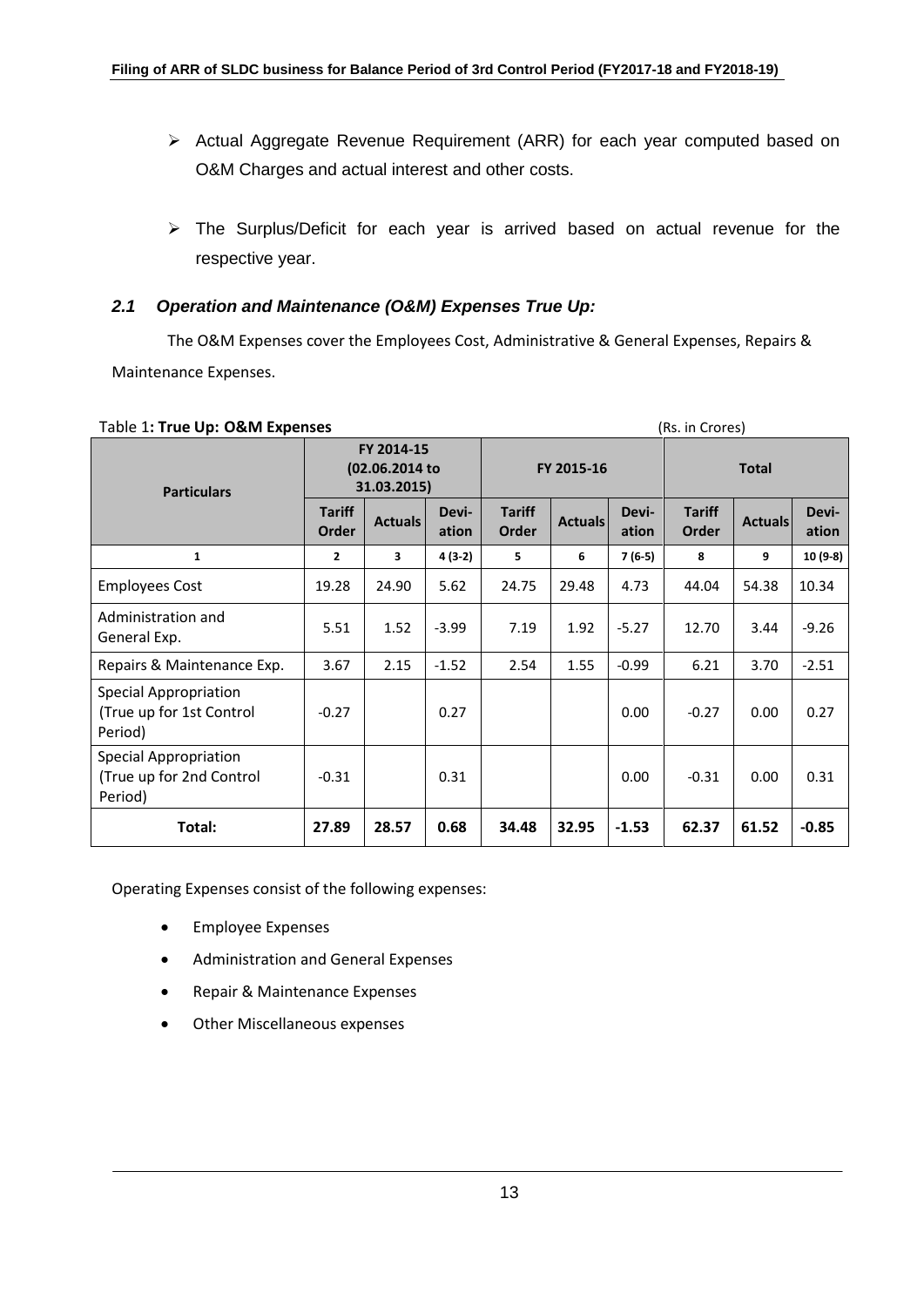- Actual Aggregate Revenue Requirement (ARR) for each year computed based on O&M Charges and actual interest and other costs.
- The Surplus/Deficit for each year is arrived based on actual revenue for the respective year.

### *2.1 Operation and Maintenance (O&M) Expenses True Up:*

The O&M Expenses cover the Employees Cost, Administrative & General Expenses, Repairs & Maintenance Expenses.

Table 1**: True Up: O&M Expenses** (Rs. in Crores)

| Particulars | FY 2014-15 (02.06.2014 to 31.03.2015) | | | FY 2015-16 | | | Total | | |
|---|---|---|---|---|---|---|---|---|---|
| | Tariff Order | Actuals | Devi-ation | Tariff Order | Actuals | Devi-ation | Tariff Order | Actuals | Devi-ation |
| 1 | 2 | 3 | 4 (3-2) | 5 | 6 | 7 (6-5) | 8 | 9 | 10 (9-8) |
| Employees Cost | 19.28 | 24.90 | 5.62 | 24.75 | 29.48 | 4.73 | 44.04 | 54.38 | 10.34 |
| Administration and General Exp. | 5.51 | 1.52 | -3.99 | 7.19 | 1.92 | -5.27 | 12.70 | 3.44 | -9.26 |
| Repairs & Maintenance Exp. | 3.67 | 2.15 | -1.52 | 2.54 | 1.55 | -0.99 | 6.21 | 3.70 | -2.51 |
| Special Appropriation (True up for 1st Control Period) | -0.27 | | 0.27 | | | 0.00 | -0.27 | 0.00 | 0.27 |
| Special Appropriation (True up for 2nd Control Period) | -0.31 | | 0.31 | | | 0.00 | -0.31 | 0.00 | 0.31 |
| **Total:** | **27.89** | **28.57** | **0.68** | **34.48** | **32.95** | **-1.53** | **62.37** | **61.52** | **-0.85** |

Operating Expenses consist of the following expenses:

- Employee Expenses
- Administration and General Expenses
- Repair & Maintenance Expenses
- Other Miscellaneous expenses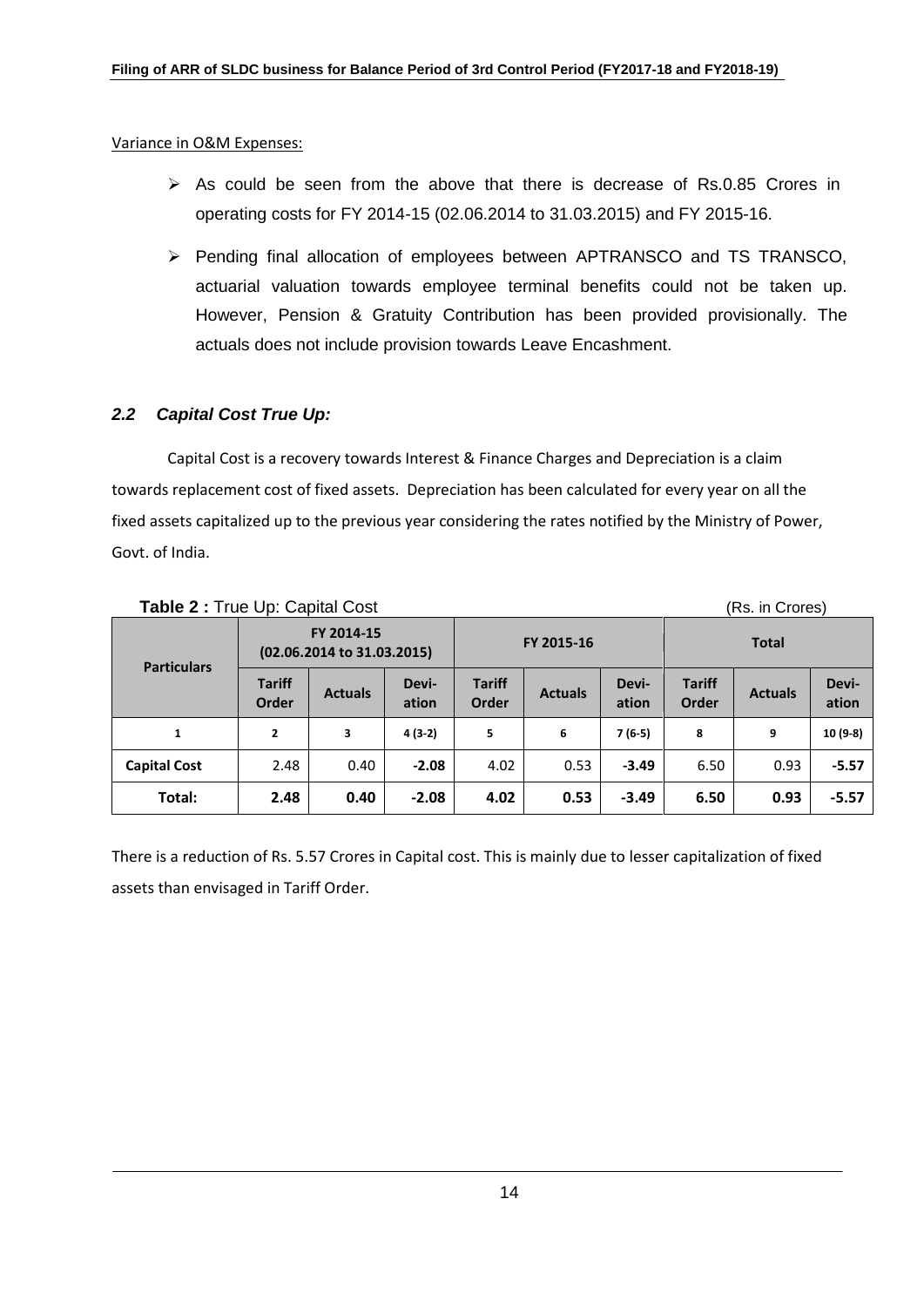Variance in O&M Expenses:

- As could be seen from the above that there is decrease of Rs.0.85 Crores in operating costs for FY 2014-15 (02.06.2014 to 31.03.2015) and FY 2015-16.
- Pending final allocation of employees between APTRANSCO and TS TRANSCO, actuarial valuation towards employee terminal benefits could not be taken up. However, Pension & Gratuity Contribution has been provided provisionally. The actuals does not include provision towards Leave Encashment.

### *2.2 Capital Cost True Up:*

Capital Cost is a recovery towards Interest & Finance Charges and Depreciation is a claim towards replacement cost of fixed assets. Depreciation has been calculated for every year on all the fixed assets capitalized up to the previous year considering the rates notified by the Ministry of Power, Govt. of India.

**Table 2 :** True Up: Capital Cost (Rs. in Crores)

| Particulars | FY 2014-15 (02.06.2014 to 31.03.2015) | | | FY 2015-16 | | | Total | | |
|---|---|---|---|---|---|---|---|---|---|
| | Tariff Order | Actuals | Devi-ation | Tariff Order | Actuals | Devi-ation | Tariff Order | Actuals | Devi-ation |
| 1 | 2 | 3 | 4 (3-2) | 5 | 6 | 7 (6-5) | 8 | 9 | 10 (9-8) |
| Capital Cost | 2.48 | 0.40 | **-2.08** | 4.02 | 0.53 | **-3.49** | 6.50 | 0.93 | **-5.57** |
| **Total:** | **2.48** | **0.40** | **-2.08** | **4.02** | **0.53** | **-3.49** | **6.50** | **0.93** | **-5.57** |

There is a reduction of Rs. 5.57 Crores in Capital cost. This is mainly due to lesser capitalization of fixed assets than envisaged in Tariff Order.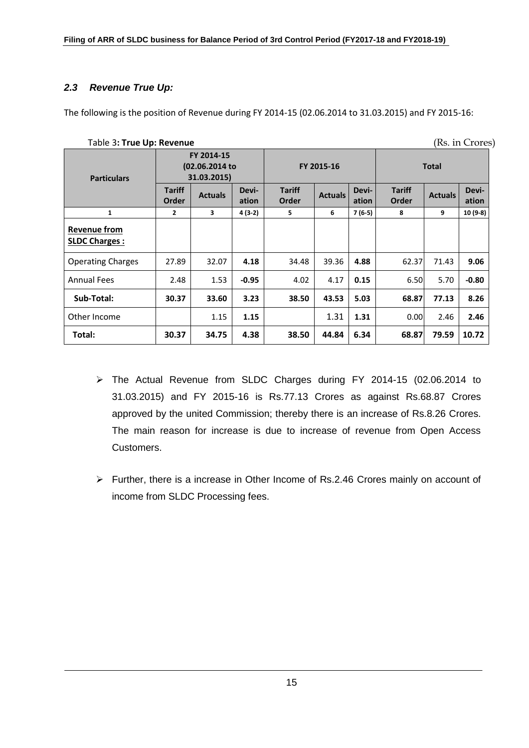### *2.3 Revenue True Up:*

The following is the position of Revenue during FY 2014-15 (02.06.2014 to 31.03.2015) and FY 2015-16:

Table 3**: True Up: Revenue** (Rs. in Crores)

| Particulars | FY 2014-15 (02.06.2014 to 31.03.2015) | | | FY 2015-16 | | | Total | | |
|---|---|---|---|---|---|---|---|---|---|
| | Tariff Order | Actuals | Devi-ation | Tariff Order | Actuals | Devi-ation | Tariff Order | Actuals | Devi-ation |
| 1 | 2 | 3 | 4 (3-2) | 5 | 6 | 7 (6-5) | 8 | 9 | 10 (9-8) |
| **Revenue from SLDC Charges :** | | | | | | | | | |
| Operating Charges | 27.89 | 32.07 | **4.18** | 34.48 | 39.36 | **4.88** | 62.37 | 71.43 | **9.06** |
| Annual Fees | 2.48 | 1.53 | **-0.95** | 4.02 | 4.17 | **0.15** | 6.50 | 5.70 | **-0.80** |
| **Sub-Total:** | **30.37** | **33.60** | **3.23** | **38.50** | **43.53** | **5.03** | **68.87** | **77.13** | **8.26** |
| Other Income | | 1.15 | **1.15** | | 1.31 | **1.31** | 0.00 | 2.46 | **2.46** |
| **Total:** | **30.37** | **34.75** | **4.38** | **38.50** | **44.84** | **6.34** | **68.87** | **79.59** | **10.72** |

- The Actual Revenue from SLDC Charges during FY 2014-15 (02.06.2014 to 31.03.2015) and FY 2015-16 is Rs.77.13 Crores as against Rs.68.87 Crores approved by the united Commission; thereby there is an increase of Rs.8.26 Crores. The main reason for increase is due to increase of revenue from Open Access Customers.

- Further, there is a increase in Other Income of Rs.2.46 Crores mainly on account of income from SLDC Processing fees.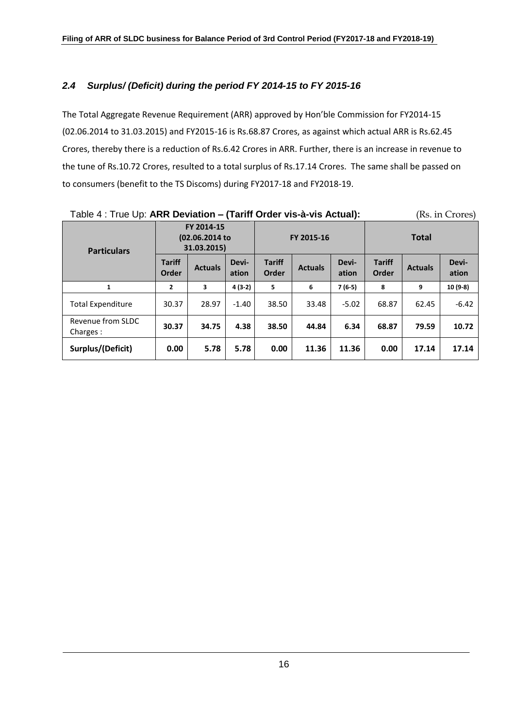### *2.4 Surplus/ (Deficit) during the period FY 2014-15 to FY 2015-16*

The Total Aggregate Revenue Requirement (ARR) approved by Hon'ble Commission for FY2014-15 (02.06.2014 to 31.03.2015) and FY2015-16 is Rs.68.87 Crores, as against which actual ARR is Rs.62.45 Crores, thereby there is a reduction of Rs.6.42 Crores in ARR. Further, there is an increase in revenue to the tune of Rs.10.72 Crores, resulted to a total surplus of Rs.17.14 Crores. The same shall be passed on to consumers (benefit to the TS Discoms) during FY2017-18 and FY2018-19.

Table 4 : True Up: **ARR Deviation – (Tariff Order vis-à-vis Actual):** (Rs. in Crores)

| Particulars | FY 2014-15 (02.06.2014 to 31.03.2015) | | | FY 2015-16 | | | Total | | |
|---|---|---|---|---|---|---|---|---|---|
| | Tariff Order | Actuals | Devi-ation | Tariff Order | Actuals | Devi-ation | Tariff Order | Actuals | Devi-ation |
| 1 | 2 | 3 | 4 (3-2) | 5 | 6 | 7 (6-5) | 8 | 9 | 10 (9-8) |
| Total Expenditure | 30.37 | 28.97 | -1.40 | 38.50 | 33.48 | -5.02 | 68.87 | 62.45 | -6.42 |
| Revenue from SLDC Charges : | **30.37** | **34.75** | **4.38** | **38.50** | **44.84** | **6.34** | **68.87** | **79.59** | **10.72** |
| **Surplus/(Deficit)** | **0.00** | **5.78** | **5.78** | **0.00** | **11.36** | **11.36** | **0.00** | **17.14** | **17.14** |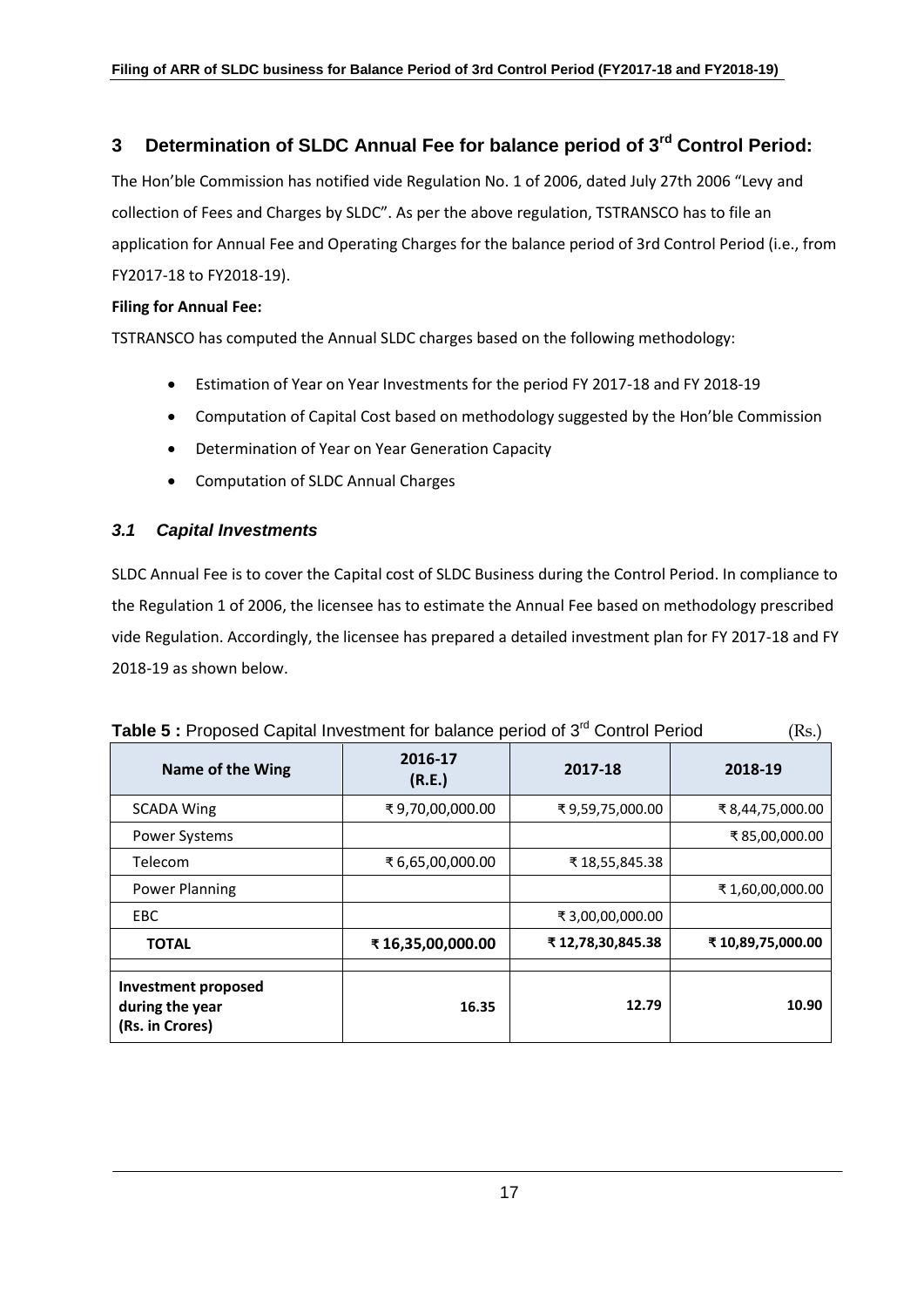## 3 Determination of SLDC Annual Fee for balance period of 3rd Control Period:

The Hon'ble Commission has notified vide Regulation No. 1 of 2006, dated July 27th 2006 "Levy and collection of Fees and Charges by SLDC". As per the above regulation, TSTRANSCO has to file an application for Annual Fee and Operating Charges for the balance period of 3rd Control Period (i.e., from FY2017-18 to FY2018-19).

**Filing for Annual Fee:**

TSTRANSCO has computed the Annual SLDC charges based on the following methodology:

- Estimation of Year on Year Investments for the period FY 2017-18 and FY 2018-19
- Computation of Capital Cost based on methodology suggested by the Hon'ble Commission
- Determination of Year on Year Generation Capacity
- Computation of SLDC Annual Charges

### *3.1 Capital Investments*

SLDC Annual Fee is to cover the Capital cost of SLDC Business during the Control Period. In compliance to the Regulation 1 of 2006, the licensee has to estimate the Annual Fee based on methodology prescribed vide Regulation. Accordingly, the licensee has prepared a detailed investment plan for FY 2017-18 and FY 2018-19 as shown below.

**Table 5 :** Proposed Capital Investment for balance period of 3rd Control Period (Rs.)

| Name of the Wing | 2016-17 (R.E.) | 2017-18 | 2018-19 |
|---|---|---|---|
| SCADA Wing | ₹ 9,70,00,000.00 | ₹ 9,59,75,000.00 | ₹ 8,44,75,000.00 |
| Power Systems | | | ₹ 85,00,000.00 |
| Telecom | ₹ 6,65,00,000.00 | ₹ 18,55,845.38 | |
| Power Planning | | | ₹ 1,60,00,000.00 |
| EBC | | ₹ 3,00,00,000.00 | |
| **TOTAL** | **₹ 16,35,00,000.00** | **₹ 12,78,30,845.38** | **₹ 10,89,75,000.00** |
| | | | |
| **Investment proposed during the year (Rs. in Crores)** | **16.35** | **12.79** | **10.90** |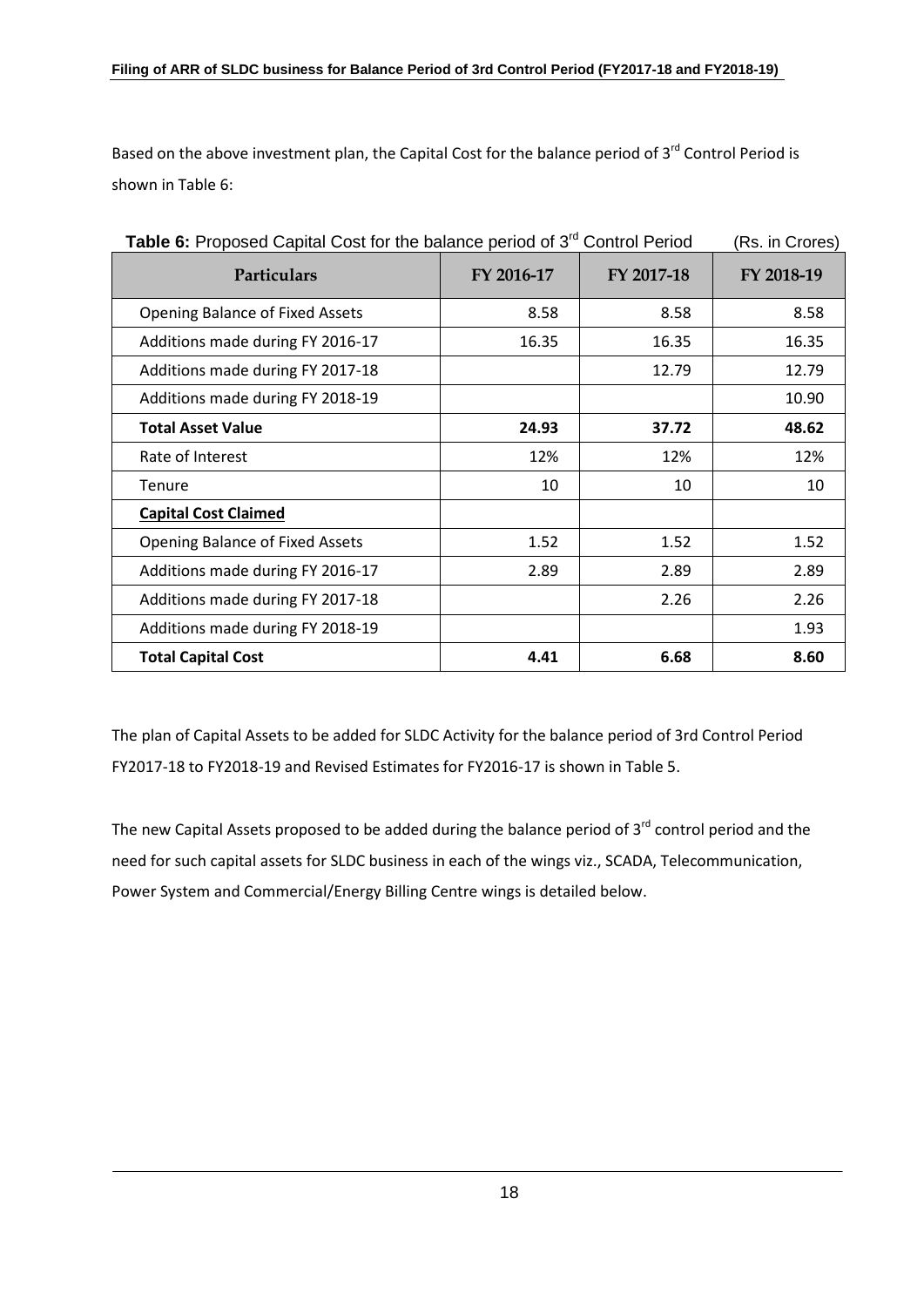Based on the above investment plan, the Capital Cost for the balance period of 3rd Control Period is shown in Table 6:

**Table 6:** Proposed Capital Cost for the balance period of 3rd Control Period (Rs. in Crores)

| Particulars | FY 2016-17 | FY 2017-18 | FY 2018-19 |
|---|---|---|---|
| Opening Balance of Fixed Assets | 8.58 | 8.58 | 8.58 |
| Additions made during FY 2016-17 | 16.35 | 16.35 | 16.35 |
| Additions made during FY 2017-18 | | 12.79 | 12.79 |
| Additions made during FY 2018-19 | | | 10.90 |
| **Total Asset Value** | **24.93** | **37.72** | **48.62** |
| Rate of Interest | 12% | 12% | 12% |
| Tenure | 10 | 10 | 10 |
| **Capital Cost Claimed** | | | |
| Opening Balance of Fixed Assets | 1.52 | 1.52 | 1.52 |
| Additions made during FY 2016-17 | 2.89 | 2.89 | 2.89 |
| Additions made during FY 2017-18 | | 2.26 | 2.26 |
| Additions made during FY 2018-19 | | | 1.93 |
| **Total Capital Cost** | **4.41** | **6.68** | **8.60** |

The plan of Capital Assets to be added for SLDC Activity for the balance period of 3rd Control Period FY2017-18 to FY2018-19 and Revised Estimates for FY2016-17 is shown in Table 5.

The new Capital Assets proposed to be added during the balance period of 3rd control period and the need for such capital assets for SLDC business in each of the wings viz., SCADA, Telecommunication, Power System and Commercial/Energy Billing Centre wings is detailed below.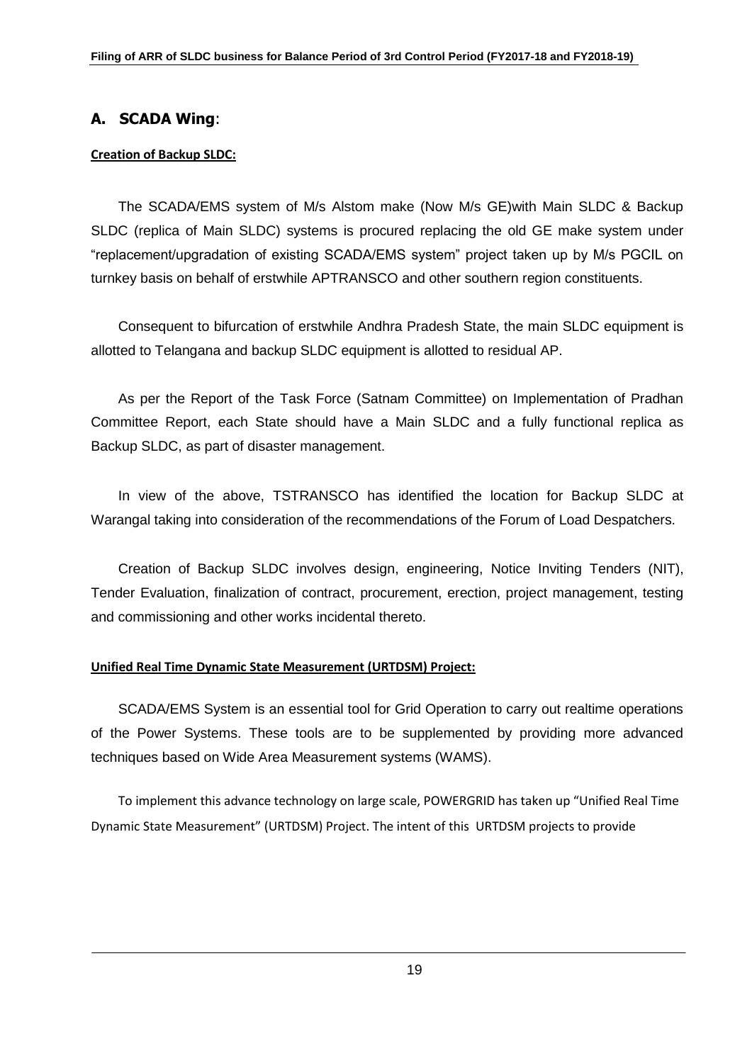## A. SCADA Wing:

**Creation of Backup SLDC:**

The SCADA/EMS system of M/s Alstom make (Now M/s GE)with Main SLDC & Backup SLDC (replica of Main SLDC) systems is procured replacing the old GE make system under "replacement/upgradation of existing SCADA/EMS system" project taken up by M/s PGCIL on turnkey basis on behalf of erstwhile APTRANSCO and other southern region constituents.

Consequent to bifurcation of erstwhile Andhra Pradesh State, the main SLDC equipment is allotted to Telangana and backup SLDC equipment is allotted to residual AP.

As per the Report of the Task Force (Satnam Committee) on Implementation of Pradhan Committee Report, each State should have a Main SLDC and a fully functional replica as Backup SLDC, as part of disaster management.

In view of the above, TSTRANSCO has identified the location for Backup SLDC at Warangal taking into consideration of the recommendations of the Forum of Load Despatchers.

Creation of Backup SLDC involves design, engineering, Notice Inviting Tenders (NIT), Tender Evaluation, finalization of contract, procurement, erection, project management, testing and commissioning and other works incidental thereto.

**Unified Real Time Dynamic State Measurement (URTDSM) Project:**

SCADA/EMS System is an essential tool for Grid Operation to carry out realtime operations of the Power Systems. These tools are to be supplemented by providing more advanced techniques based on Wide Area Measurement systems (WAMS).

To implement this advance technology on large scale, POWERGRID has taken up "Unified Real Time Dynamic State Measurement" (URTDSM) Project. The intent of this URTDSM projects to provide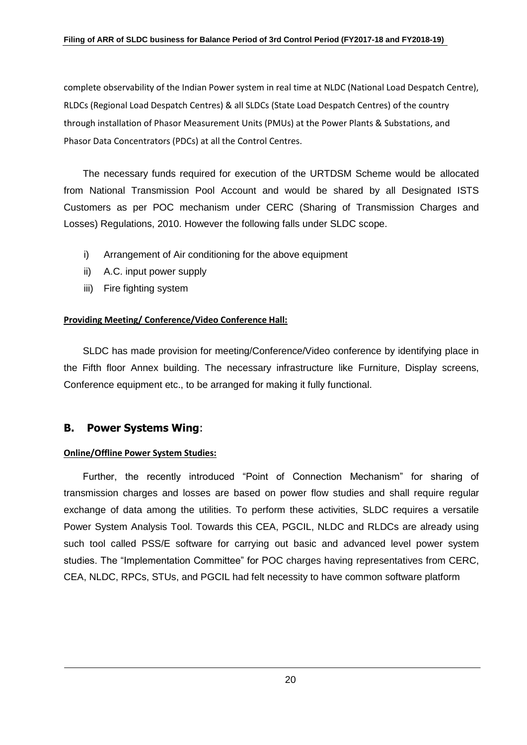complete observability of the Indian Power system in real time at NLDC (National Load Despatch Centre), RLDCs (Regional Load Despatch Centres) & all SLDCs (State Load Despatch Centres) of the country through installation of Phasor Measurement Units (PMUs) at the Power Plants & Substations, and Phasor Data Concentrators (PDCs) at all the Control Centres.

The necessary funds required for execution of the URTDSM Scheme would be allocated from National Transmission Pool Account and would be shared by all Designated ISTS Customers as per POC mechanism under CERC (Sharing of Transmission Charges and Losses) Regulations, 2010. However the following falls under SLDC scope.

i) Arrangement of Air conditioning for the above equipment
ii) A.C. input power supply
iii) Fire fighting system

**Providing Meeting/ Conference/Video Conference Hall:**

SLDC has made provision for meeting/Conference/Video conference by identifying place in the Fifth floor Annex building. The necessary infrastructure like Furniture, Display screens, Conference equipment etc., to be arranged for making it fully functional.

## B. Power Systems Wing:

**Online/Offline Power System Studies:**

Further, the recently introduced "Point of Connection Mechanism" for sharing of transmission charges and losses are based on power flow studies and shall require regular exchange of data among the utilities. To perform these activities, SLDC requires a versatile Power System Analysis Tool. Towards this CEA, PGCIL, NLDC and RLDCs are already using such tool called PSS/E software for carrying out basic and advanced level power system studies. The "Implementation Committee" for POC charges having representatives from CERC, CEA, NLDC, RPCs, STUs, and PGCIL had felt necessity to have common software platform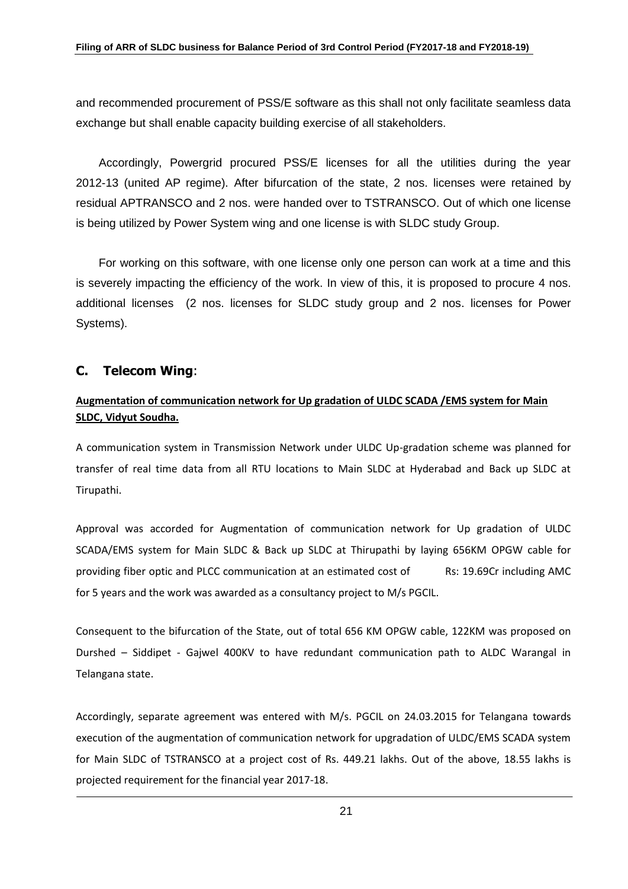and recommended procurement of PSS/E software as this shall not only facilitate seamless data exchange but shall enable capacity building exercise of all stakeholders.

Accordingly, Powergrid procured PSS/E licenses for all the utilities during the year 2012-13 (united AP regime). After bifurcation of the state, 2 nos. licenses were retained by residual APTRANSCO and 2 nos. were handed over to TSTRANSCO. Out of which one license is being utilized by Power System wing and one license is with SLDC study Group.

For working on this software, with one license only one person can work at a time and this is severely impacting the efficiency of the work. In view of this, it is proposed to procure 4 nos. additional licenses (2 nos. licenses for SLDC study group and 2 nos. licenses for Power Systems).

## C. Telecom Wing:

**Augmentation of communication network for Up gradation of ULDC SCADA /EMS system for Main SLDC, Vidyut Soudha.**

A communication system in Transmission Network under ULDC Up-gradation scheme was planned for transfer of real time data from all RTU locations to Main SLDC at Hyderabad and Back up SLDC at Tirupathi.

Approval was accorded for Augmentation of communication network for Up gradation of ULDC SCADA/EMS system for Main SLDC & Back up SLDC at Thirupathi by laying 656KM OPGW cable for providing fiber optic and PLCC communication at an estimated cost of Rs: 19.69Cr including AMC for 5 years and the work was awarded as a consultancy project to M/s PGCIL.

Consequent to the bifurcation of the State, out of total 656 KM OPGW cable, 122KM was proposed on Durshed – Siddipet - Gajwel 400KV to have redundant communication path to ALDC Warangal in Telangana state.

Accordingly, separate agreement was entered with M/s. PGCIL on 24.03.2015 for Telangana towards execution of the augmentation of communication network for upgradation of ULDC/EMS SCADA system for Main SLDC of TSTRANSCO at a project cost of Rs. 449.21 lakhs. Out of the above, 18.55 lakhs is projected requirement for the financial year 2017-18.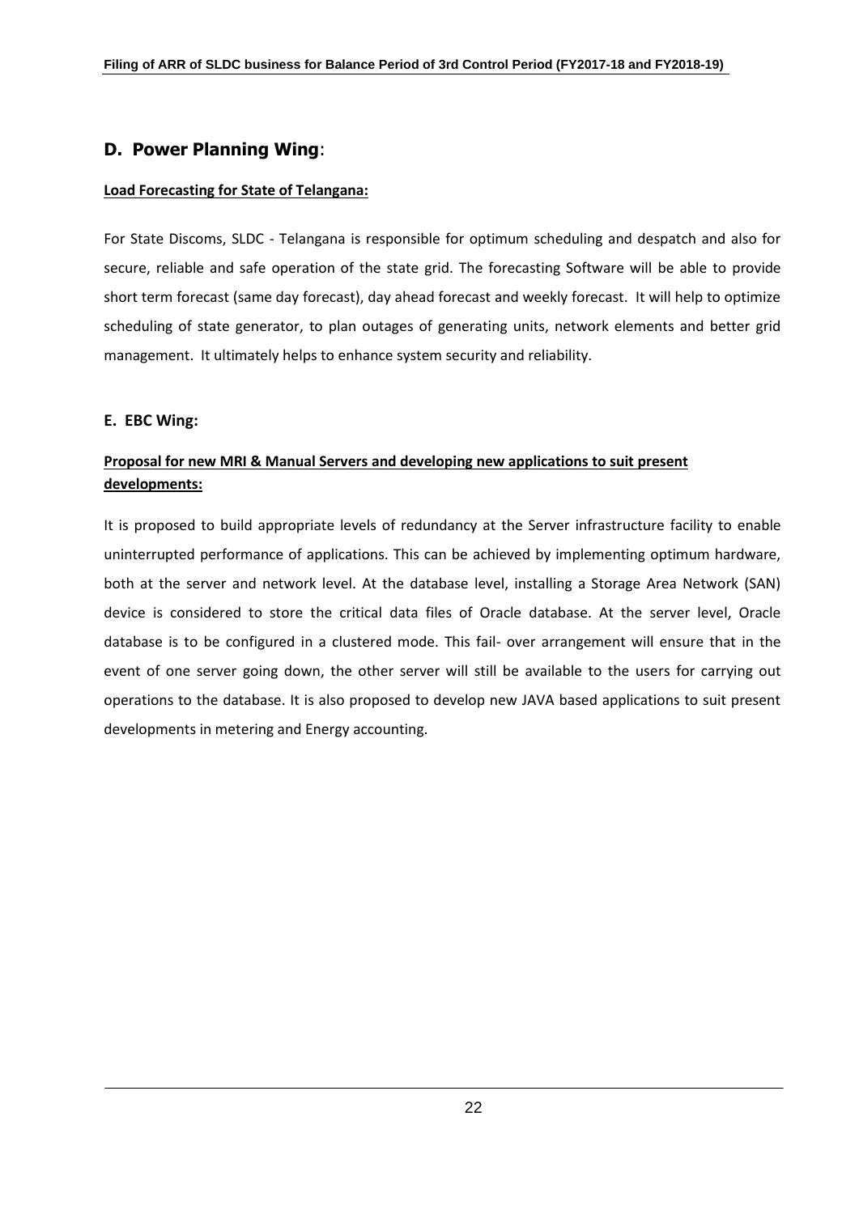## D. Power Planning Wing:

**Load Forecasting for State of Telangana:**

For State Discoms, SLDC - Telangana is responsible for optimum scheduling and despatch and also for secure, reliable and safe operation of the state grid. The forecasting Software will be able to provide short term forecast (same day forecast), day ahead forecast and weekly forecast. It will help to optimize scheduling of state generator, to plan outages of generating units, network elements and better grid management. It ultimately helps to enhance system security and reliability.

## E. EBC Wing:

**Proposal for new MRI & Manual Servers and developing new applications to suit present developments:**

It is proposed to build appropriate levels of redundancy at the Server infrastructure facility to enable uninterrupted performance of applications. This can be achieved by implementing optimum hardware, both at the server and network level. At the database level, installing a Storage Area Network (SAN) device is considered to store the critical data files of Oracle database. At the server level, Oracle database is to be configured in a clustered mode. This fail- over arrangement will ensure that in the event of one server going down, the other server will still be available to the users for carrying out operations to the database. It is also proposed to develop new JAVA based applications to suit present developments in metering and Energy accounting.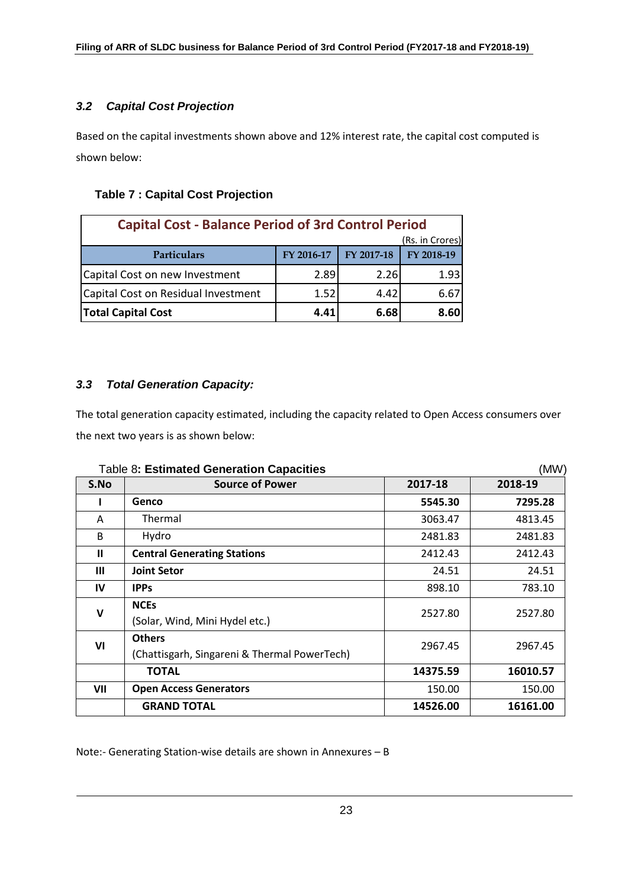### *3.2 Capital Cost Projection*

Based on the capital investments shown above and 12% interest rate, the capital cost computed is shown below:

**Table 7 : Capital Cost Projection**

| Capital Cost - Balance Period of 3rd Control Period | | | |
|---|---|---|---|
| | | | (Rs. in Crores) |
| **Particulars** | **FY 2016-17** | **FY 2017-18** | **FY 2018-19** |
| Capital Cost on new Investment | 2.89 | 2.26 | 1.93 |
| Capital Cost on Residual Investment | 1.52 | 4.42 | 6.67 |
| **Total Capital Cost** | **4.41** | **6.68** | **8.60** |

### *3.3 Total Generation Capacity:*

The total generation capacity estimated, including the capacity related to Open Access consumers over the next two years is as shown below:

Table 8**: Estimated Generation Capacities** (MW)

| S.No | Source of Power | 2017-18 | 2018-19 |
|---|---|---|---|
| I | **Genco** | **5545.30** | **7295.28** |
| A | Thermal | 3063.47 | 4813.45 |
| B | Hydro | 2481.83 | 2481.83 |
| II | **Central Generating Stations** | 2412.43 | 2412.43 |
| III | **Joint Setor** | 24.51 | 24.51 |
| IV | **IPPs** | 898.10 | 783.10 |
| V | **NCEs** (Solar, Wind, Mini Hydel etc.) | 2527.80 | 2527.80 |
| VI | **Others** (Chattisgarh, Singareni & Thermal PowerTech) | 2967.45 | 2967.45 |
| | **TOTAL** | **14375.59** | **16010.57** |
| VII | **Open Access Generators** | 150.00 | 150.00 |
| | **GRAND TOTAL** | **14526.00** | **16161.00** |

Note:- Generating Station-wise details are shown in Annexures – B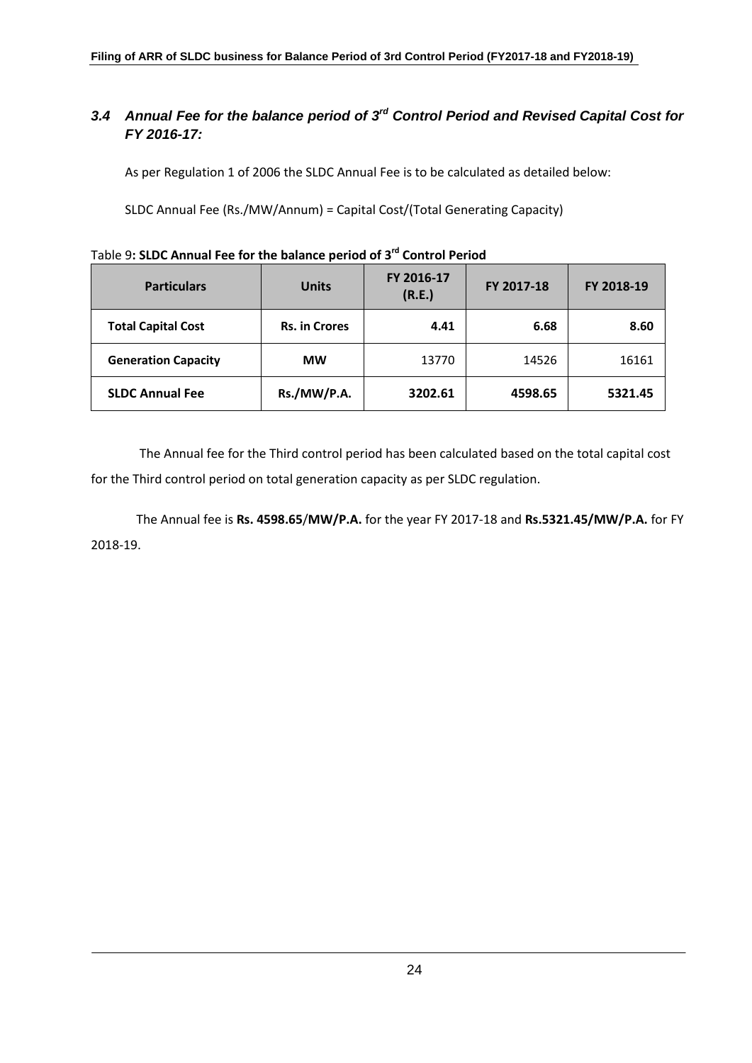### *3.4 Annual Fee for the balance period of 3rd Control Period and Revised Capital Cost for FY 2016-17:*

As per Regulation 1 of 2006 the SLDC Annual Fee is to be calculated as detailed below:

SLDC Annual Fee (Rs./MW/Annum) = Capital Cost/(Total Generating Capacity)

Table 9**: SLDC Annual Fee for the balance period of 3rd Control Period**

| Particulars | Units | FY 2016-17 (R.E.) | FY 2017-18 | FY 2018-19 |
|---|---|---|---|---|
| **Total Capital Cost** | **Rs. in Crores** | **4.41** | **6.68** | **8.60** |
| **Generation Capacity** | **MW** | 13770 | 14526 | 16161 |
| **SLDC Annual Fee** | **Rs./MW/P.A.** | **3202.61** | **4598.65** | **5321.45** |

The Annual fee for the Third control period has been calculated based on the total capital cost for the Third control period on total generation capacity as per SLDC regulation.

The Annual fee is **Rs. 4598.65/MW/P.A.** for the year FY 2017-18 and **Rs.5321.45/MW/P.A.** for FY 2018-19.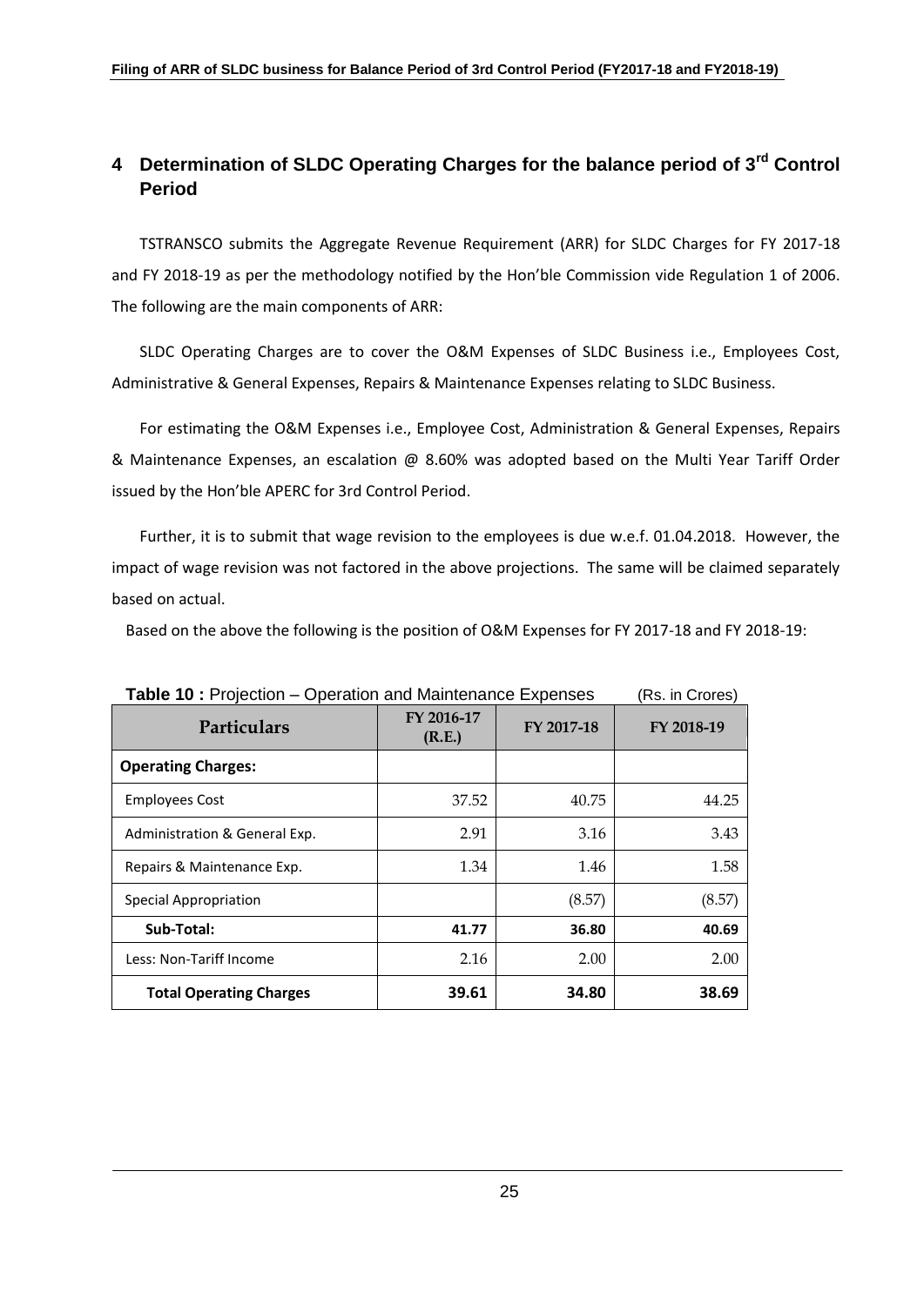# 4 Determination of SLDC Operating Charges for the balance period of 3rd Control Period

TSTRANSCO submits the Aggregate Revenue Requirement (ARR) for SLDC Charges for FY 2017-18 and FY 2018-19 as per the methodology notified by the Hon'ble Commission vide Regulation 1 of 2006. The following are the main components of ARR:

SLDC Operating Charges are to cover the O&M Expenses of SLDC Business i.e., Employees Cost, Administrative & General Expenses, Repairs & Maintenance Expenses relating to SLDC Business.

For estimating the O&M Expenses i.e., Employee Cost, Administration & General Expenses, Repairs & Maintenance Expenses, an escalation @ 8.60% was adopted based on the Multi Year Tariff Order issued by the Hon'ble APERC for 3rd Control Period.

Further, it is to submit that wage revision to the employees is due w.e.f. 01.04.2018. However, the impact of wage revision was not factored in the above projections. The same will be claimed separately based on actual.

Based on the above the following is the position of O&M Expenses for FY 2017-18 and FY 2018-19:

**Table 10 :** Projection – Operation and Maintenance Expenses (Rs. in Crores)

| Particulars | FY 2016-17 (R.E.) | FY 2017-18 | FY 2018-19 |
|---|---|---|---|
| **Operating Charges:** | | | |
| Employees Cost | 37.52 | 40.75 | 44.25 |
| Administration & General Exp. | 2.91 | 3.16 | 3.43 |
| Repairs & Maintenance Exp. | 1.34 | 1.46 | 1.58 |
| Special Appropriation | | (8.57) | (8.57) |
| **Sub-Total:** | **41.77** | **36.80** | **40.69** |
| Less: Non-Tariff Income | 2.16 | 2.00 | 2.00 |
| **Total Operating Charges** | **39.61** | **34.80** | **38.69** |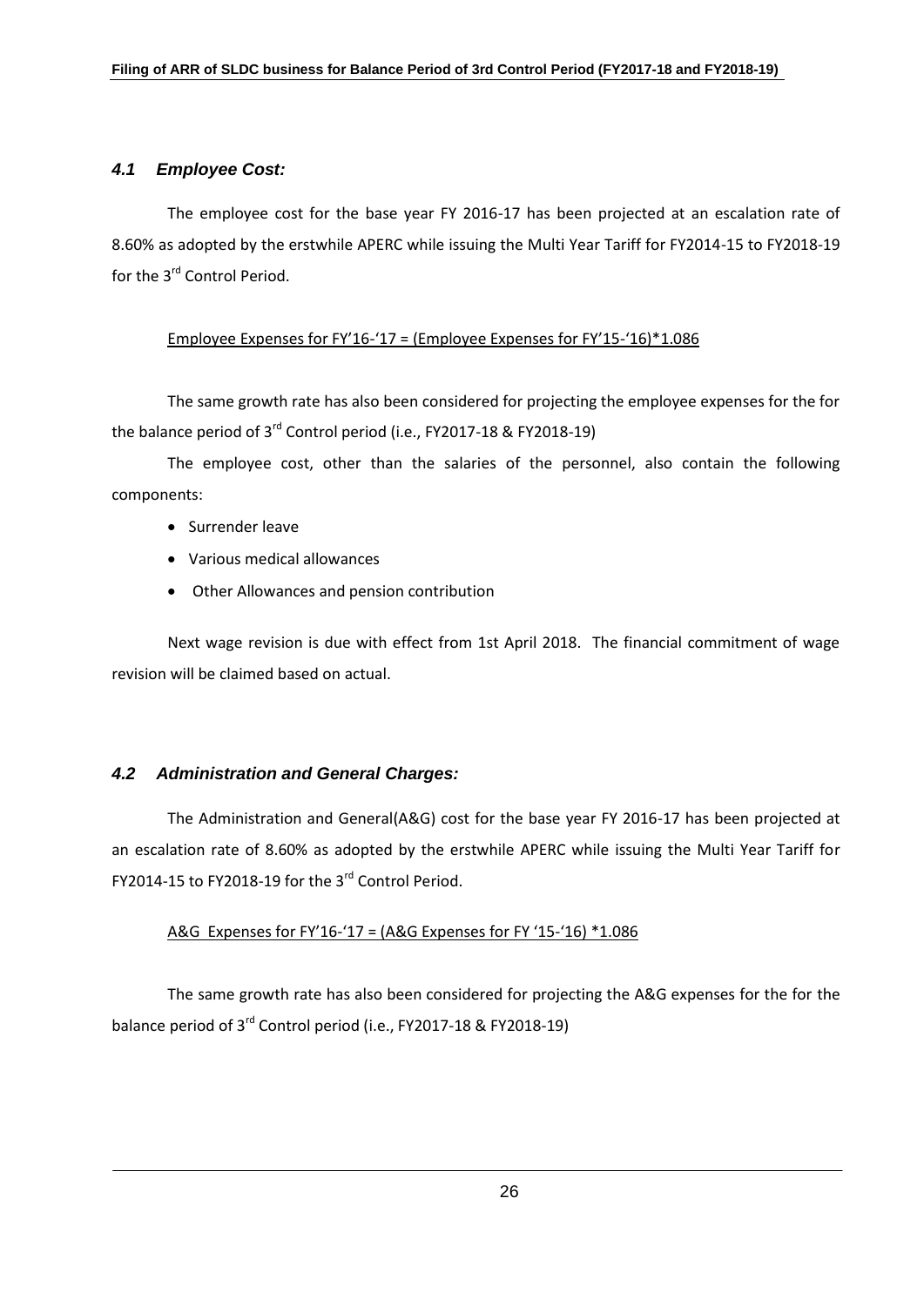### *4.1 Employee Cost:*

The employee cost for the base year FY 2016-17 has been projected at an escalation rate of 8.60% as adopted by the erstwhile APERC while issuing the Multi Year Tariff for FY2014-15 to FY2018-19 for the 3rd Control Period.

Employee Expenses for FY'16-'17 = (Employee Expenses for FY'15-'16)*1.086

The same growth rate has also been considered for projecting the employee expenses for the for the balance period of 3rd Control period (i.e., FY2017-18 & FY2018-19)

The employee cost, other than the salaries of the personnel, also contain the following components:

- Surrender leave
- Various medical allowances
- Other Allowances and pension contribution

Next wage revision is due with effect from 1st April 2018. The financial commitment of wage revision will be claimed based on actual.

### *4.2 Administration and General Charges:*

The Administration and General(A&G) cost for the base year FY 2016-17 has been projected at an escalation rate of 8.60% as adopted by the erstwhile APERC while issuing the Multi Year Tariff for FY2014-15 to FY2018-19 for the 3rd Control Period.

A&G Expenses for FY'16-'17 = (A&G Expenses for FY '15-'16) *1.086

The same growth rate has also been considered for projecting the A&G expenses for the for the balance period of 3rd Control period (i.e., FY2017-18 & FY2018-19)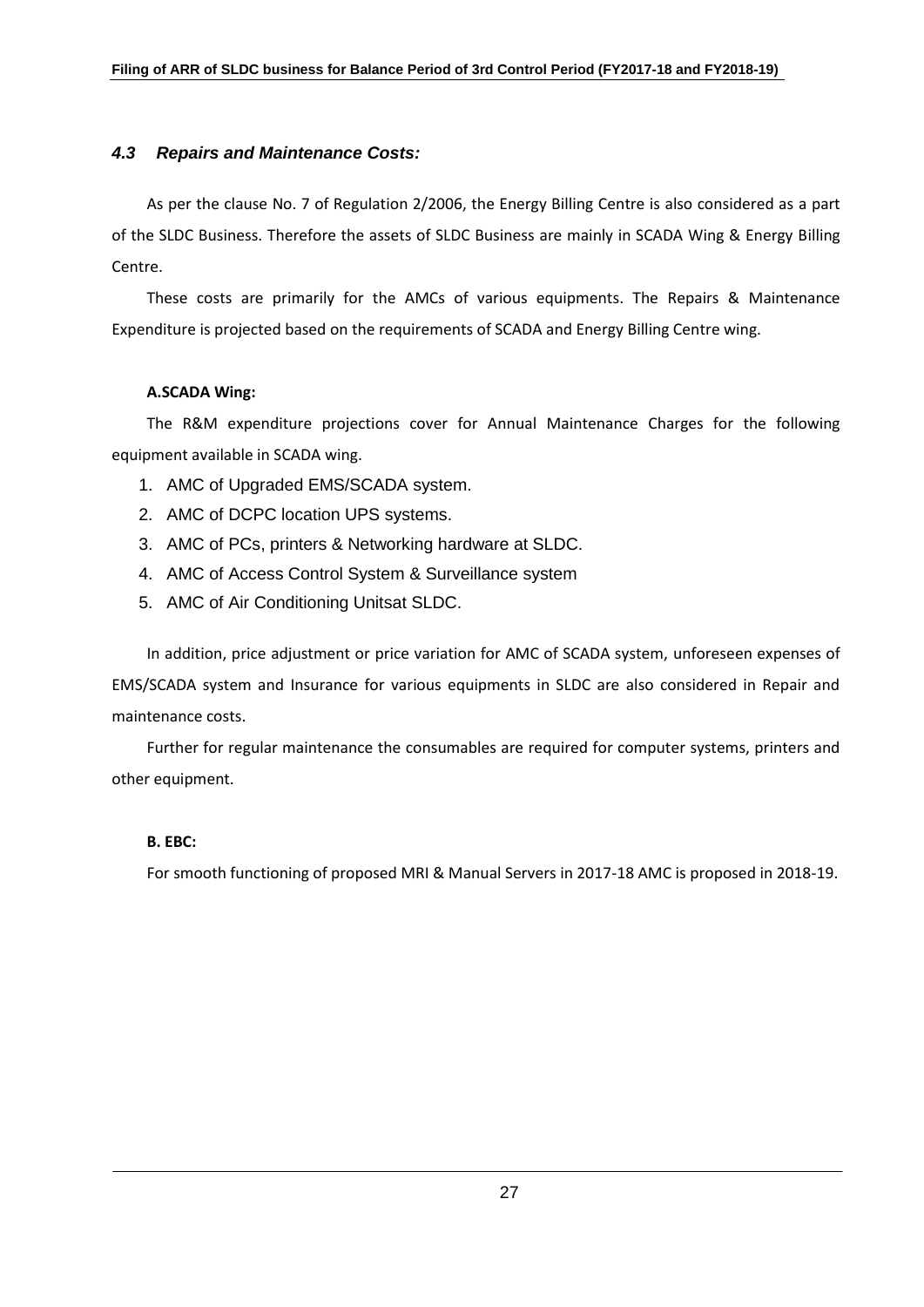### *4.3 Repairs and Maintenance Costs:*

As per the clause No. 7 of Regulation 2/2006, the Energy Billing Centre is also considered as a part of the SLDC Business. Therefore the assets of SLDC Business are mainly in SCADA Wing & Energy Billing Centre.

These costs are primarily for the AMCs of various equipments. The Repairs & Maintenance Expenditure is projected based on the requirements of SCADA and Energy Billing Centre wing.

**A.SCADA Wing:**

The R&M expenditure projections cover for Annual Maintenance Charges for the following equipment available in SCADA wing.

1. AMC of Upgraded EMS/SCADA system.
2. AMC of DCPC location UPS systems.
3. AMC of PCs, printers & Networking hardware at SLDC.
4. AMC of Access Control System & Surveillance system
5. AMC of Air Conditioning Unitsat SLDC.

In addition, price adjustment or price variation for AMC of SCADA system, unforeseen expenses of EMS/SCADA system and Insurance for various equipments in SLDC are also considered in Repair and maintenance costs.

Further for regular maintenance the consumables are required for computer systems, printers and other equipment.

**B. EBC:**

For smooth functioning of proposed MRI & Manual Servers in 2017-18 AMC is proposed in 2018-19.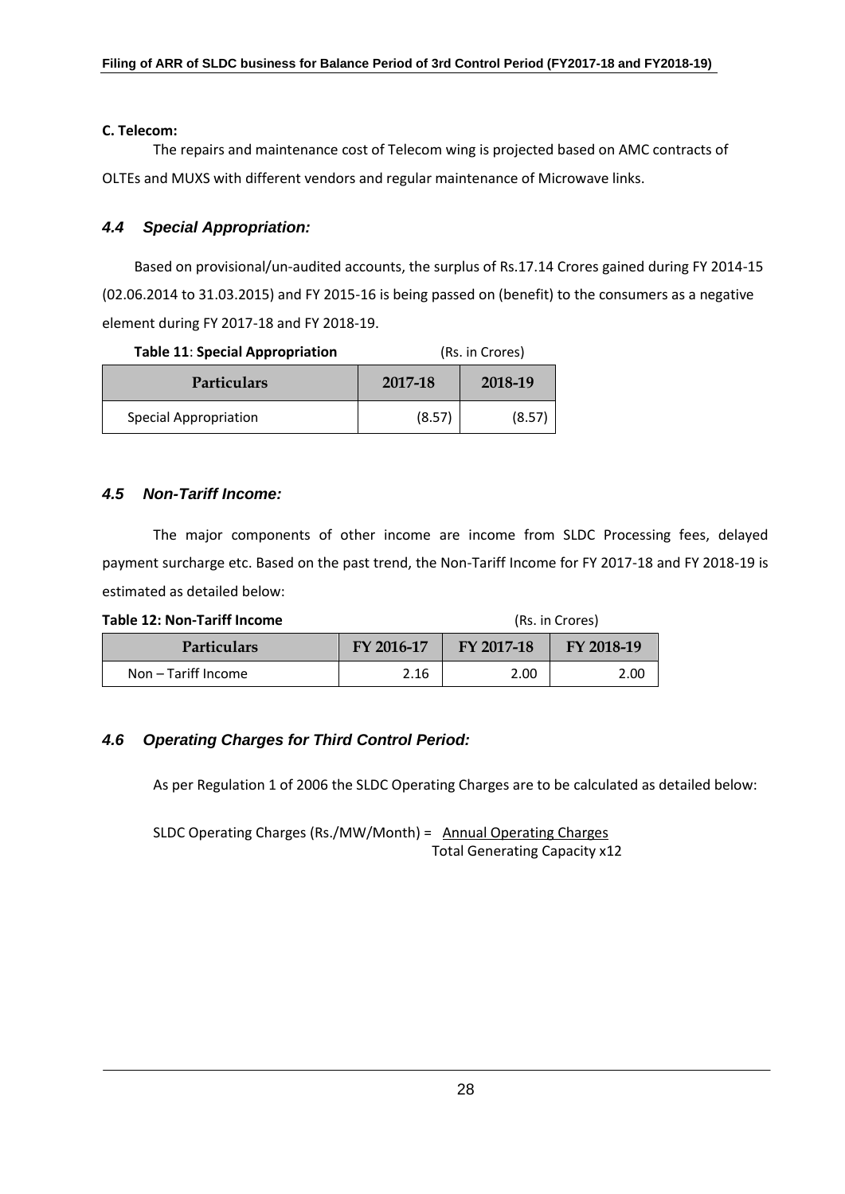**C. Telecom:**

The repairs and maintenance cost of Telecom wing is projected based on AMC contracts of OLTEs and MUXS with different vendors and regular maintenance of Microwave links.

### *4.4 Special Appropriation:*

Based on provisional/un-audited accounts, the surplus of Rs.17.14 Crores gained during FY 2014-15 (02.06.2014 to 31.03.2015) and FY 2015-16 is being passed on (benefit) to the consumers as a negative element during FY 2017-18 and FY 2018-19.

**Table 11**: **Special Appropriation** (Rs. in Crores)

| Particulars | 2017-18 | 2018-19 |
|---|---|---|
| Special Appropriation | (8.57) | (8.57) |

### *4.5 Non-Tariff Income:*

The major components of other income are income from SLDC Processing fees, delayed payment surcharge etc. Based on the past trend, the Non-Tariff Income for FY 2017-18 and FY 2018-19 is estimated as detailed below:

**Table 12: Non-Tariff Income** (Rs. in Crores)

| Particulars | FY 2016-17 | FY 2017-18 | FY 2018-19 |
|---|---|---|---|
| Non – Tariff Income | 2.16 | 2.00 | 2.00 |

### *4.6 Operating Charges for Third Control Period:*

As per Regulation 1 of 2006 the SLDC Operating Charges are to be calculated as detailed below:

$$\text{SLDC Operating Charges (Rs./MW/Month)} = \frac{\text{Annual Operating Charges}}{\text{Total Generating Capacity x12}}$$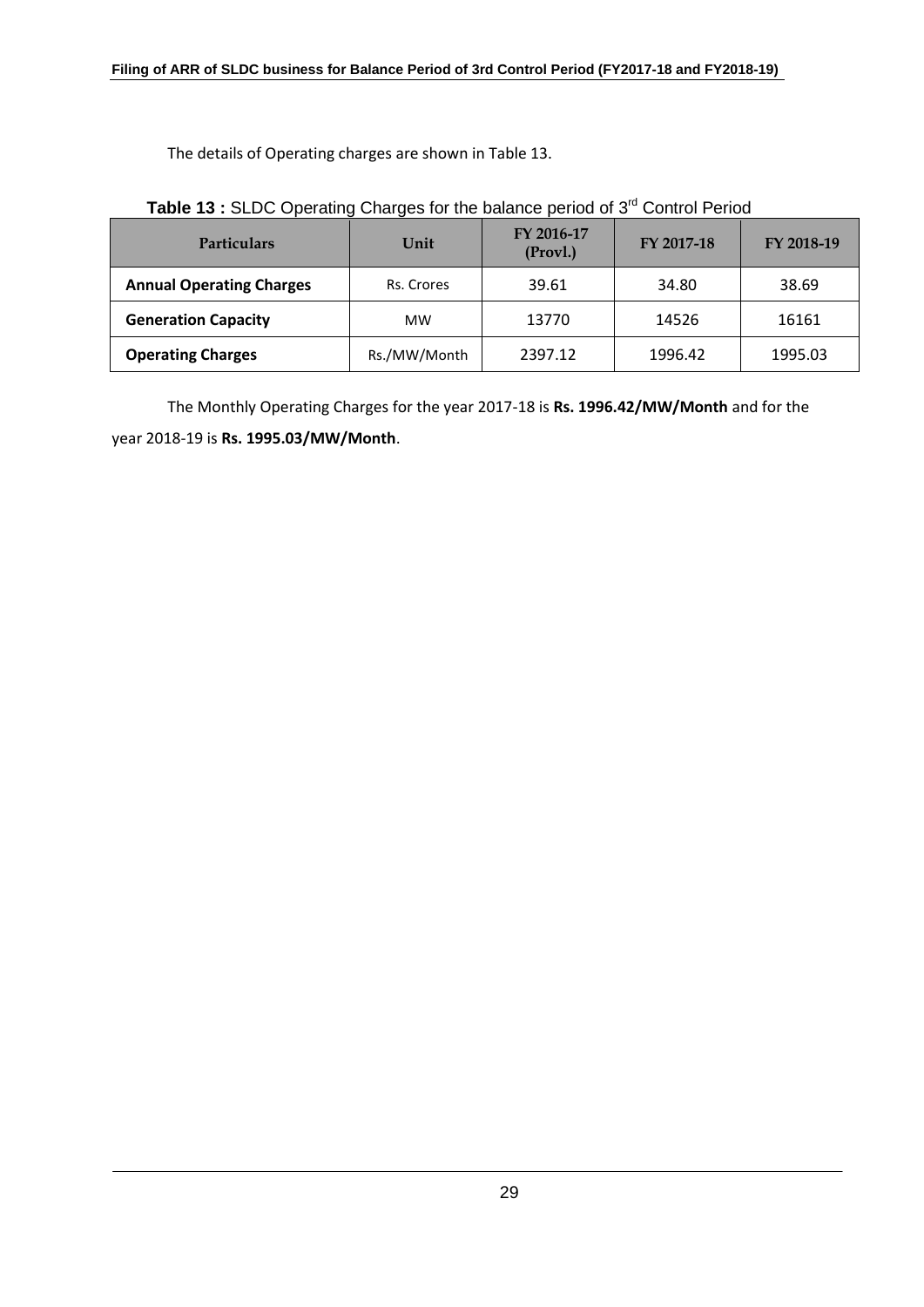The details of Operating charges are shown in Table 13.

**Table 13 :** SLDC Operating Charges for the balance period of 3rd Control Period

| Particulars | Unit | FY 2016-17 (Provl.) | FY 2017-18 | FY 2018-19 |
|---|---|---|---|---|
| **Annual Operating Charges** | Rs. Crores | 39.61 | 34.80 | 38.69 |
| **Generation Capacity** | MW | 13770 | 14526 | 16161 |
| **Operating Charges** | Rs./MW/Month | 2397.12 | 1996.42 | 1995.03 |

The Monthly Operating Charges for the year 2017-18 is **Rs. 1996.42/MW/Month** and for the year 2018-19 is **Rs. 1995.03/MW/Month**.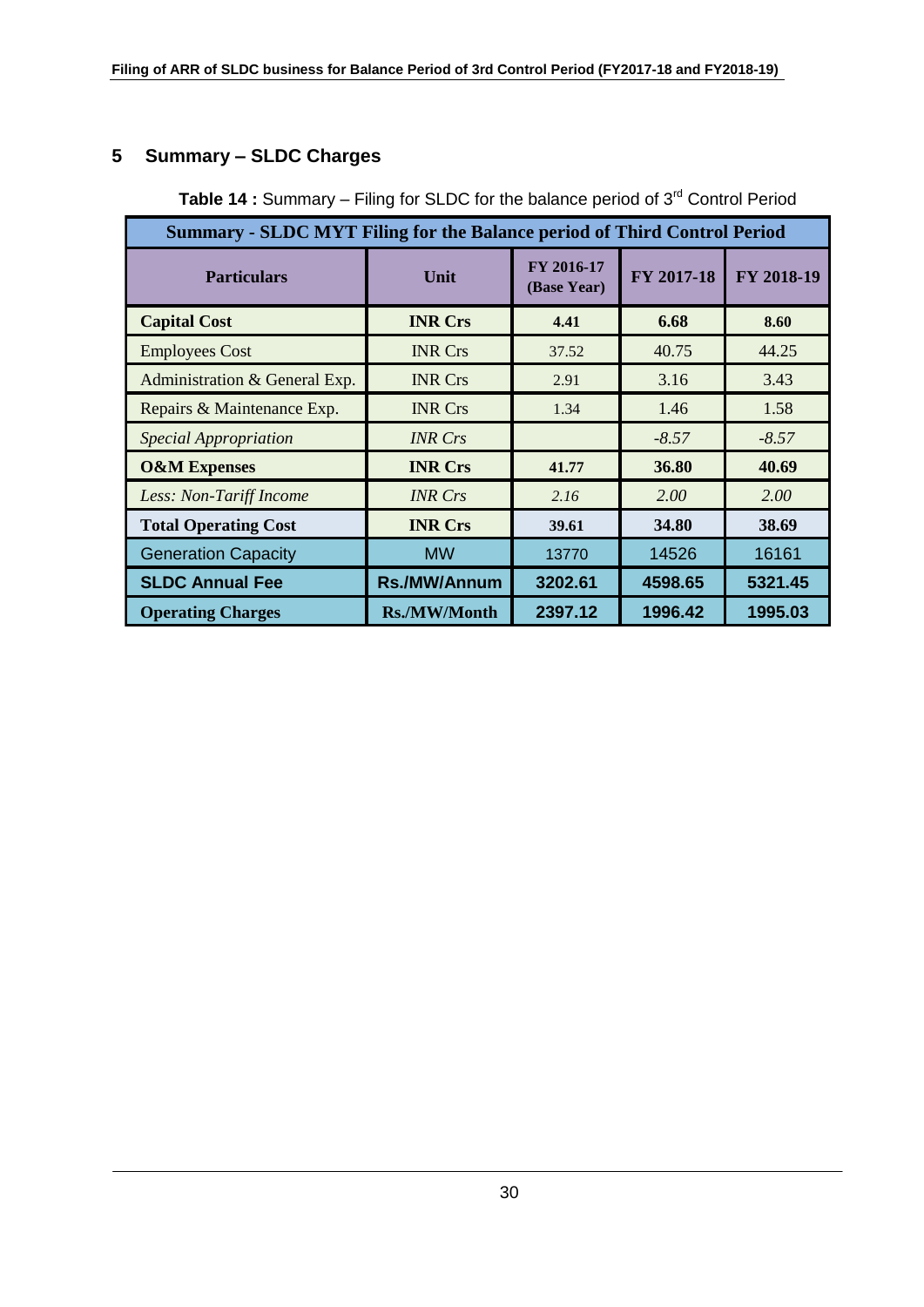# 5 Summary – SLDC Charges

**Table 14 :** Summary – Filing for SLDC for the balance period of 3rd Control Period

| Summary - SLDC MYT Filing for the Balance period of Third Control Period | | | | |
|---|---|---|---|---|
| **Particulars** | **Unit** | **FY 2016-17 (Base Year)** | **FY 2017-18** | **FY 2018-19** |
| **Capital Cost** | **INR Crs** | **4.41** | **6.68** | **8.60** |
| Employees Cost | INR Crs | 37.52 | 40.75 | 44.25 |
| Administration & General Exp. | INR Crs | 2.91 | 3.16 | 3.43 |
| Repairs & Maintenance Exp. | INR Crs | 1.34 | 1.46 | 1.58 |
| *Special Appropriation* | *INR Crs* | | *-8.57* | *-8.57* |
| **O&M Expenses** | **INR Crs** | **41.77** | **36.80** | **40.69** |
| *Less: Non-Tariff Income* | *INR Crs* | *2.16* | *2.00* | *2.00* |
| **Total Operating Cost** | **INR Crs** | **39.61** | **34.80** | **38.69** |
| Generation Capacity | MW | 13770 | 14526 | 16161 |
| **SLDC Annual Fee** | **Rs./MW/Annum** | **3202.61** | **4598.65** | **5321.45** |
| **Operating Charges** | **Rs./MW/Month** | **2397.12** | **1996.42** | **1995.03** |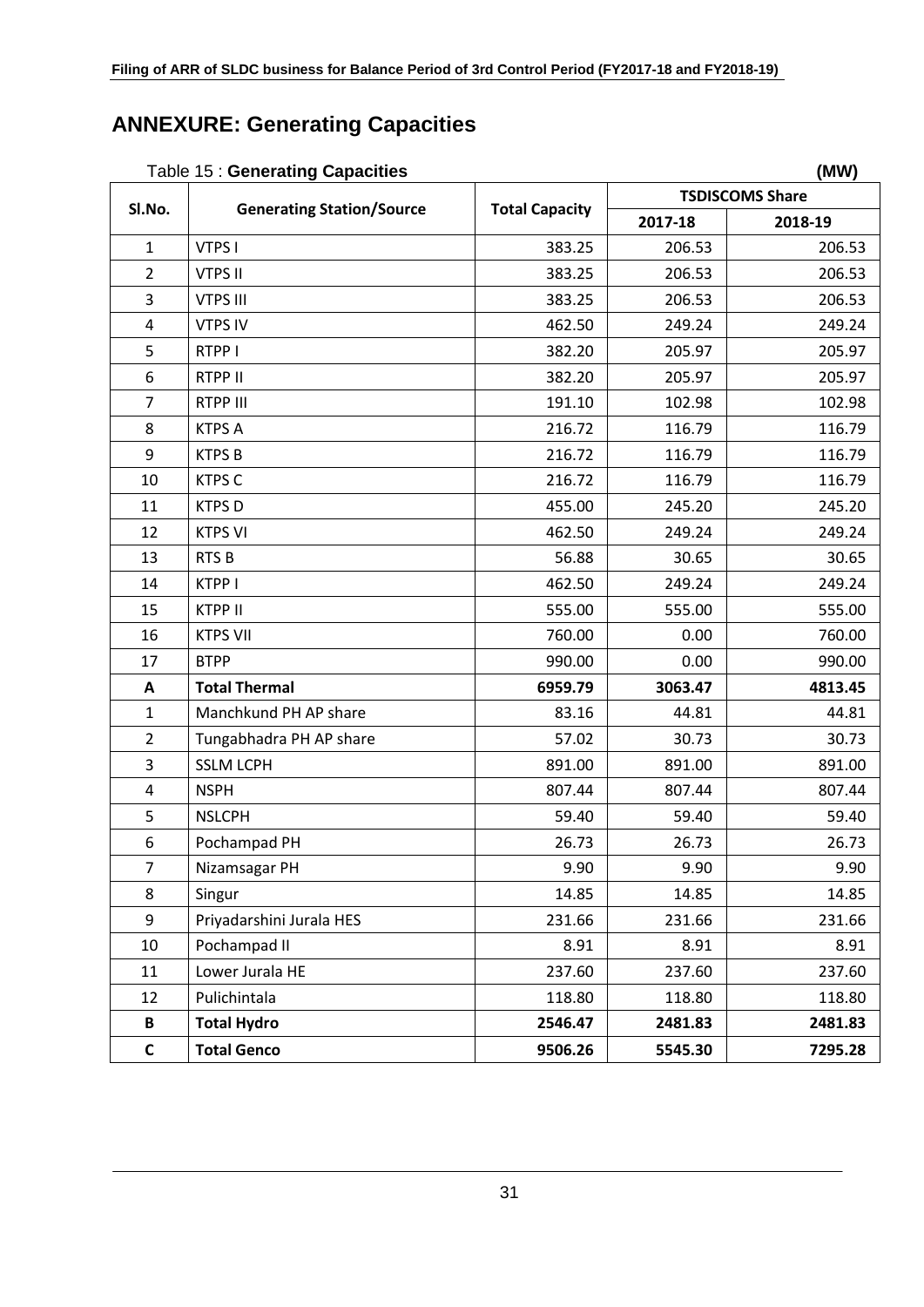## ANNEXURE: Generating Capacities

Table 15 : **Generating Capacities** **(MW)**

| Sl.No. | Generating Station/Source | Total Capacity | TSDISCOMS Share | |
|---|---|---|---|---|
| | | | 2017-18 | 2018-19 |
| 1 | VTPS I | 383.25 | 206.53 | 206.53 |
| 2 | VTPS II | 383.25 | 206.53 | 206.53 |
| 3 | VTPS III | 383.25 | 206.53 | 206.53 |
| 4 | VTPS IV | 462.50 | 249.24 | 249.24 |
| 5 | RTPP I | 382.20 | 205.97 | 205.97 |
| 6 | RTPP II | 382.20 | 205.97 | 205.97 |
| 7 | RTPP III | 191.10 | 102.98 | 102.98 |
| 8 | KTPS A | 216.72 | 116.79 | 116.79 |
| 9 | KTPS B | 216.72 | 116.79 | 116.79 |
| 10 | KTPS C | 216.72 | 116.79 | 116.79 |
| 11 | KTPS D | 455.00 | 245.20 | 245.20 |
| 12 | KTPS VI | 462.50 | 249.24 | 249.24 |
| 13 | RTS B | 56.88 | 30.65 | 30.65 |
| 14 | KTPP I | 462.50 | 249.24 | 249.24 |
| 15 | KTPP II | 555.00 | 555.00 | 555.00 |
| 16 | KTPS VII | 760.00 | 0.00 | 760.00 |
| 17 | BTPP | 990.00 | 0.00 | 990.00 |
| **A** | **Total Thermal** | **6959.79** | **3063.47** | **4813.45** |
| 1 | Manchkund PH AP share | 83.16 | 44.81 | 44.81 |
| 2 | Tungabhadra PH AP share | 57.02 | 30.73 | 30.73 |
| 3 | SSLM LCPH | 891.00 | 891.00 | 891.00 |
| 4 | NSPH | 807.44 | 807.44 | 807.44 |
| 5 | NSLCPH | 59.40 | 59.40 | 59.40 |
| 6 | Pochampad PH | 26.73 | 26.73 | 26.73 |
| 7 | Nizamsagar PH | 9.90 | 9.90 | 9.90 |
| 8 | Singur | 14.85 | 14.85 | 14.85 |
| 9 | Priyadarshini Jurala HES | 231.66 | 231.66 | 231.66 |
| 10 | Pochampad II | 8.91 | 8.91 | 8.91 |
| 11 | Lower Jurala HE | 237.60 | 237.60 | 237.60 |
| 12 | Pulichintala | 118.80 | 118.80 | 118.80 |
| **B** | **Total Hydro** | **2546.47** | **2481.83** | **2481.83** |
| **C** | **Total Genco** | **9506.26** | **5545.30** | **7295.28** |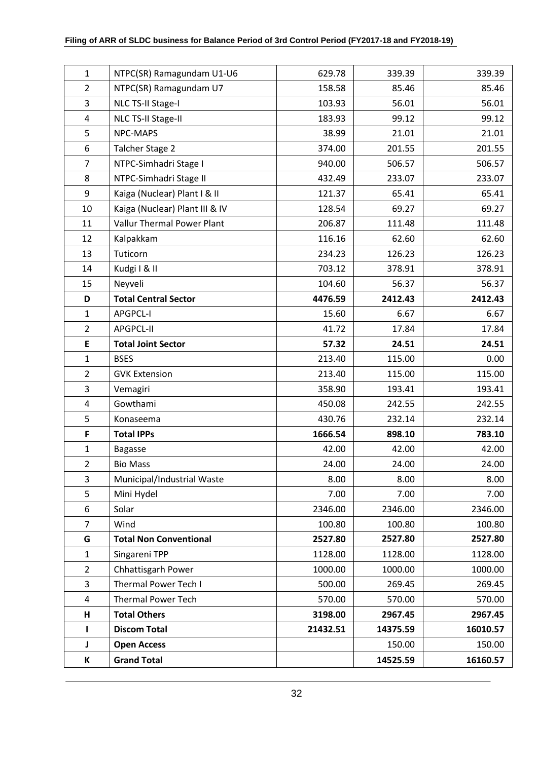| | | | | |
|---|---|---|---|---|
| 1 | NTPC(SR) Ramagundam U1-U6 | 629.78 | 339.39 | 339.39 |
| 2 | NTPC(SR) Ramagundam U7 | 158.58 | 85.46 | 85.46 |
| 3 | NLC TS-II Stage-I | 103.93 | 56.01 | 56.01 |
| 4 | NLC TS-II Stage-II | 183.93 | 99.12 | 99.12 |
| 5 | NPC-MAPS | 38.99 | 21.01 | 21.01 |
| 6 | Talcher Stage 2 | 374.00 | 201.55 | 201.55 |
| 7 | NTPC-Simhadri Stage I | 940.00 | 506.57 | 506.57 |
| 8 | NTPC-Simhadri Stage II | 432.49 | 233.07 | 233.07 |
| 9 | Kaiga (Nuclear) Plant I & II | 121.37 | 65.41 | 65.41 |
| 10 | Kaiga (Nuclear) Plant III & IV | 128.54 | 69.27 | 69.27 |
| 11 | Vallur Thermal Power Plant | 206.87 | 111.48 | 111.48 |
| 12 | Kalpakkam | 116.16 | 62.60 | 62.60 |
| 13 | Tuticorn | 234.23 | 126.23 | 126.23 |
| 14 | Kudgi I & II | 703.12 | 378.91 | 378.91 |
| 15 | Neyveli | 104.60 | 56.37 | 56.37 |
| **D** | **Total Central Sector** | **4476.59** | **2412.43** | **2412.43** |
| 1 | APGPCL-I | 15.60 | 6.67 | 6.67 |
| 2 | APGPCL-II | 41.72 | 17.84 | 17.84 |
| **E** | **Total Joint Sector** | **57.32** | **24.51** | **24.51** |
| 1 | BSES | 213.40 | 115.00 | 0.00 |
| 2 | GVK Extension | 213.40 | 115.00 | 115.00 |
| 3 | Vemagiri | 358.90 | 193.41 | 193.41 |
| 4 | Gowthami | 450.08 | 242.55 | 242.55 |
| 5 | Konaseema | 430.76 | 232.14 | 232.14 |
| **F** | **Total IPPs** | **1666.54** | **898.10** | **783.10** |
| 1 | Bagasse | 42.00 | 42.00 | 42.00 |
| 2 | Bio Mass | 24.00 | 24.00 | 24.00 |
| 3 | Municipal/Industrial Waste | 8.00 | 8.00 | 8.00 |
| 5 | Mini Hydel | 7.00 | 7.00 | 7.00 |
| 6 | Solar | 2346.00 | 2346.00 | 2346.00 |
| 7 | Wind | 100.80 | 100.80 | 100.80 |
| **G** | **Total Non Conventional** | **2527.80** | **2527.80** | **2527.80** |
| 1 | Singareni TPP | 1128.00 | 1128.00 | 1128.00 |
| 2 | Chhattisgarh Power | 1000.00 | 1000.00 | 1000.00 |
| 3 | Thermal Power Tech I | 500.00 | 269.45 | 269.45 |
| 4 | Thermal Power Tech | 570.00 | 570.00 | 570.00 |
| **H** | **Total Others** | **3198.00** | **2967.45** | **2967.45** |
| **I** | **Discom Total** | **21432.51** | **14375.59** | **16010.57** |
| **J** | **Open Access** | | 150.00 | 150.00 |
| **K** | **Grand Total** | | **14525.59** | **16160.57** |